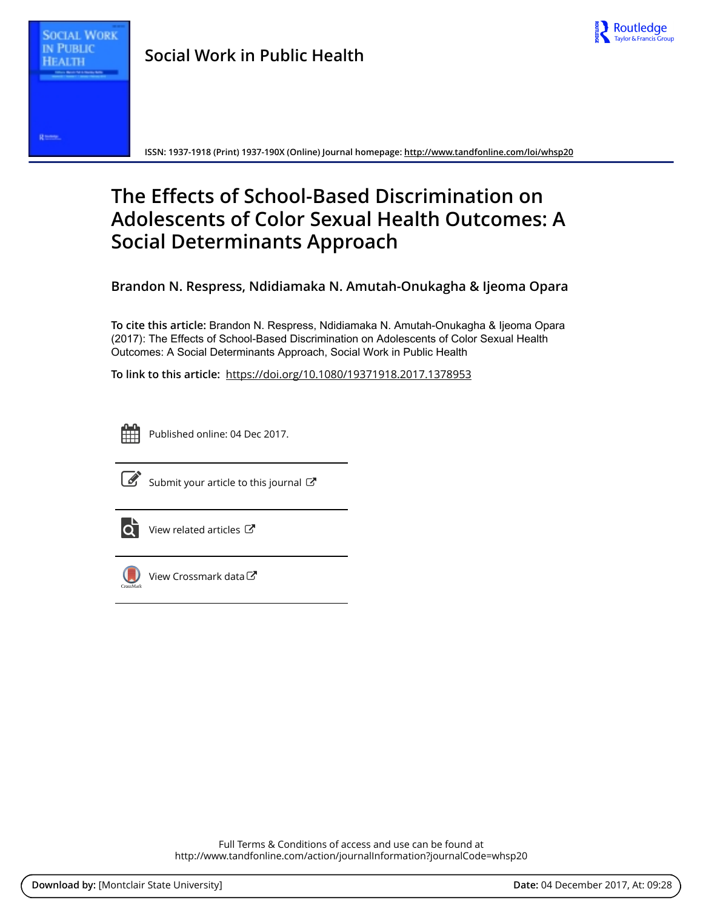Social Work in Public Health

ISSN: 1937-1918 (Print) 1937-190X (Online) Journal homepage: http://www.tandfonline.com/loi/whsp20

# The Effects of School-Based Discrimination on Adolescents of Color Sexual Health Outcomes: A Social Determinants Approach

**Brandon N. Respress, Ndidiamaka N. Amutah-Onukagha & Ijeoma Opara**

**To cite this article:** Brandon N. Respress, Ndidiamaka N. Amutah-Onukagha & Ijeoma Opara (2017): The Effects of School-Based Discrimination on Adolescents of Color Sexual Health Outcomes: A Social Determinants Approach, Social Work in Public Health

**To link to this article:** https://doi.org/10.1080/19371918.2017.1378953

Published online: 04 Dec 2017.

Submit your article to this journal

View related articles

View Crossmark data

Full Terms & Conditions of access and use can be found at
http://www.tandfonline.com/action/journalInformation?journalCode=whsp20

**Download by:** [Montclair State University] **Date:** 04 December 2017, At: 09:28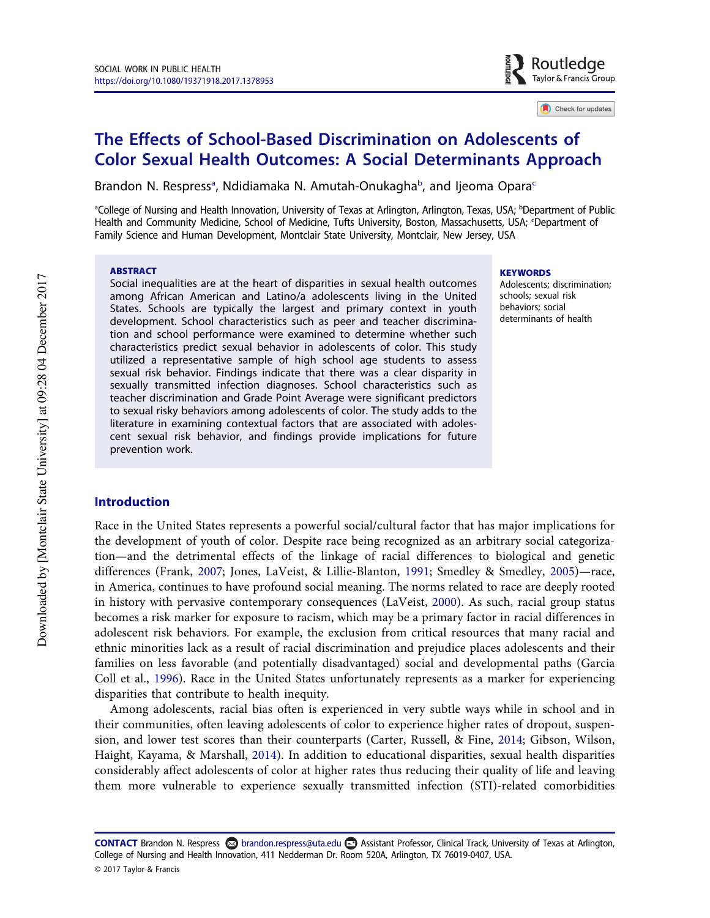# The Effects of School-Based Discrimination on Adolescents of Color Sexual Health Outcomes: A Social Determinants Approach

Brandon N. Respress[a], Ndidiamaka N. Amutah-Onukagha[b], and Ijeoma Opara[c]

[a]College of Nursing and Health Innovation, University of Texas at Arlington, Arlington, Texas, USA; [b]Department of Public Health and Community Medicine, School of Medicine, Tufts University, Boston, Massachusetts, USA; [c]Department of Family Science and Human Development, Montclair State University, Montclair, New Jersey, USA

## ABSTRACT

Social inequalities are at the heart of disparities in sexual health outcomes among African American and Latino/a adolescents living in the United States. Schools are typically the largest and primary context in youth development. School characteristics such as peer and teacher discrimination and school performance were examined to determine whether such characteristics predict sexual behavior in adolescents of color. This study utilized a representative sample of high school age students to assess sexual risk behavior. Findings indicate that there was a clear disparity in sexually transmitted infection diagnoses. School characteristics such as teacher discrimination and Grade Point Average were significant predictors to sexual risky behaviors among adolescents of color. The study adds to the literature in examining contextual factors that are associated with adolescent sexual risk behavior, and findings provide implications for future prevention work.

## KEYWORDS

Adolescents; discrimination; schools; sexual risk behaviors; social determinants of health

## Introduction

Race in the United States represents a powerful social/cultural factor that has major implications for the development of youth of color. Despite race being recognized as an arbitrary social categorization—and the detrimental effects of the linkage of racial differences to biological and genetic differences (Frank, 2007; Jones, LaVeist, & Lillie-Blanton, 1991; Smedley & Smedley, 2005)—race, in America, continues to have profound social meaning. The norms related to race are deeply rooted in history with pervasive contemporary consequences (LaVeist, 2000). As such, racial group status becomes a risk marker for exposure to racism, which may be a primary factor in racial differences in adolescent risk behaviors. For example, the exclusion from critical resources that many racial and ethnic minorities lack as a result of racial discrimination and prejudice places adolescents and their families on less favorable (and potentially disadvantaged) social and developmental paths (Garcia Coll et al., 1996). Race in the United States unfortunately represents as a marker for experiencing disparities that contribute to health inequity.

Among adolescents, racial bias often is experienced in very subtle ways while in school and in their communities, often leaving adolescents of color to experience higher rates of dropout, suspension, and lower test scores than their counterparts (Carter, Russell, & Fine, 2014; Gibson, Wilson, Haight, Kayama, & Marshall, 2014). In addition to educational disparities, sexual health disparities considerably affect adolescents of color at higher rates thus reducing their quality of life and leaving them more vulnerable to experience sexually transmitted infection (STI)-related comorbidities

**CONTACT** Brandon N. Respress brandon.respress@uta.edu Assistant Professor, Clinical Track, University of Texas at Arlington, College of Nursing and Health Innovation, 411 Nedderman Dr. Room 520A, Arlington, TX 76019-0407, USA.

© 2017 Taylor & Francis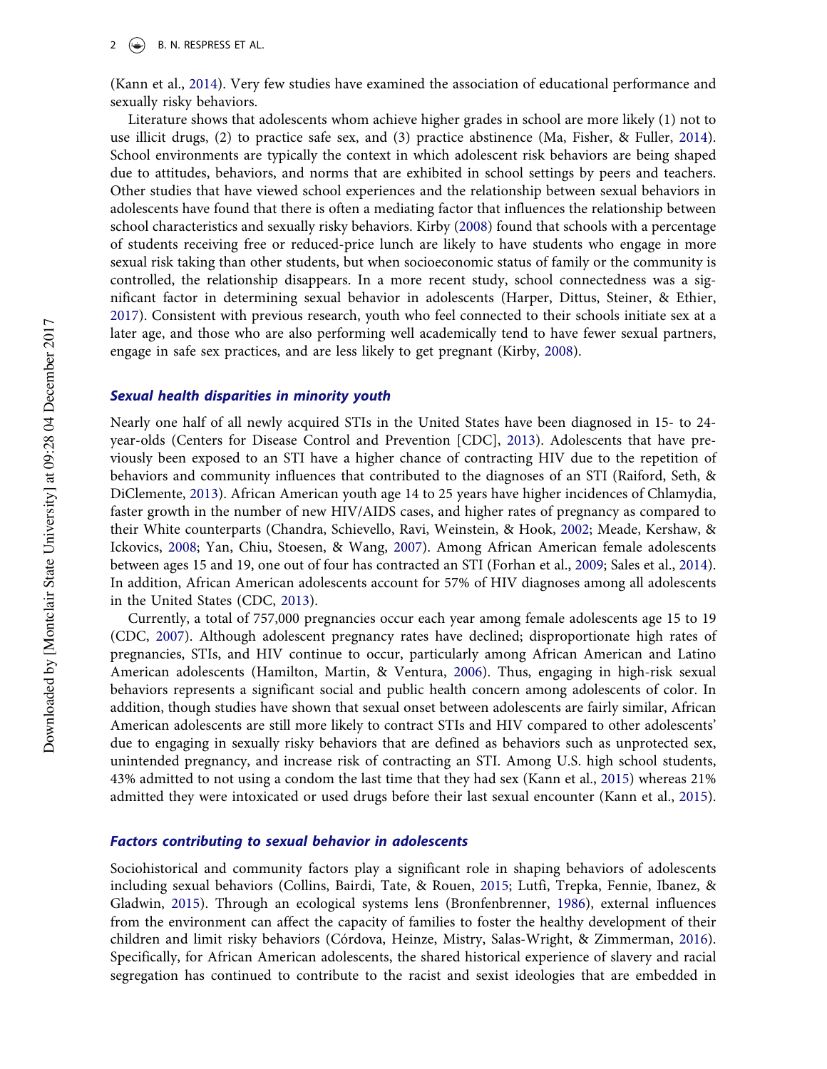(Kann et al., 2014). Very few studies have examined the association of educational performance and sexually risky behaviors.

Literature shows that adolescents whom achieve higher grades in school are more likely (1) not to use illicit drugs, (2) to practice safe sex, and (3) practice abstinence (Ma, Fisher, & Fuller, 2014). School environments are typically the context in which adolescent risk behaviors are being shaped due to attitudes, behaviors, and norms that are exhibited in school settings by peers and teachers. Other studies that have viewed school experiences and the relationship between sexual behaviors in adolescents have found that there is often a mediating factor that influences the relationship between school characteristics and sexually risky behaviors. Kirby (2008) found that schools with a percentage of students receiving free or reduced-price lunch are likely to have students who engage in more sexual risk taking than other students, but when socioeconomic status of family or the community is controlled, the relationship disappears. In a more recent study, school connectedness was a significant factor in determining sexual behavior in adolescents (Harper, Dittus, Steiner, & Ethier, 2017). Consistent with previous research, youth who feel connected to their schools initiate sex at a later age, and those who are also performing well academically tend to have fewer sexual partners, engage in safe sex practices, and are less likely to get pregnant (Kirby, 2008).

### *Sexual health disparities in minority youth*

Nearly one half of all newly acquired STIs in the United States have been diagnosed in 15- to 24-year-olds (Centers for Disease Control and Prevention [CDC], 2013). Adolescents that have previously been exposed to an STI have a higher chance of contracting HIV due to the repetition of behaviors and community influences that contributed to the diagnoses of an STI (Raiford, Seth, & DiClemente, 2013). African American youth age 14 to 25 years have higher incidences of Chlamydia, faster growth in the number of new HIV/AIDS cases, and higher rates of pregnancy as compared to their White counterparts (Chandra, Schievello, Ravi, Weinstein, & Hook, 2002; Meade, Kershaw, & Ickovics, 2008; Yan, Chiu, Stoesen, & Wang, 2007). Among African American female adolescents between ages 15 and 19, one out of four has contracted an STI (Forhan et al., 2009; Sales et al., 2014). In addition, African American adolescents account for 57% of HIV diagnoses among all adolescents in the United States (CDC, 2013).

Currently, a total of 757,000 pregnancies occur each year among female adolescents age 15 to 19 (CDC, 2007). Although adolescent pregnancy rates have declined; disproportionate high rates of pregnancies, STIs, and HIV continue to occur, particularly among African American and Latino American adolescents (Hamilton, Martin, & Ventura, 2006). Thus, engaging in high-risk sexual behaviors represents a significant social and public health concern among adolescents of color. In addition, though studies have shown that sexual onset between adolescents are fairly similar, African American adolescents are still more likely to contract STIs and HIV compared to other adolescents' due to engaging in sexually risky behaviors that are defined as behaviors such as unprotected sex, unintended pregnancy, and increase risk of contracting an STI. Among U.S. high school students, 43% admitted to not using a condom the last time that they had sex (Kann et al., 2015) whereas 21% admitted they were intoxicated or used drugs before their last sexual encounter (Kann et al., 2015).

### *Factors contributing to sexual behavior in adolescents*

Sociohistorical and community factors play a significant role in shaping behaviors of adolescents including sexual behaviors (Collins, Bairdi, Tate, & Rouen, 2015; Lutfi, Trepka, Fennie, Ibanez, & Gladwin, 2015). Through an ecological systems lens (Bronfenbrenner, 1986), external influences from the environment can affect the capacity of families to foster the healthy development of their children and limit risky behaviors (Córdova, Heinze, Mistry, Salas-Wright, & Zimmerman, 2016). Specifically, for African American adolescents, the shared historical experience of slavery and racial segregation has continued to contribute to the racist and sexist ideologies that are embedded in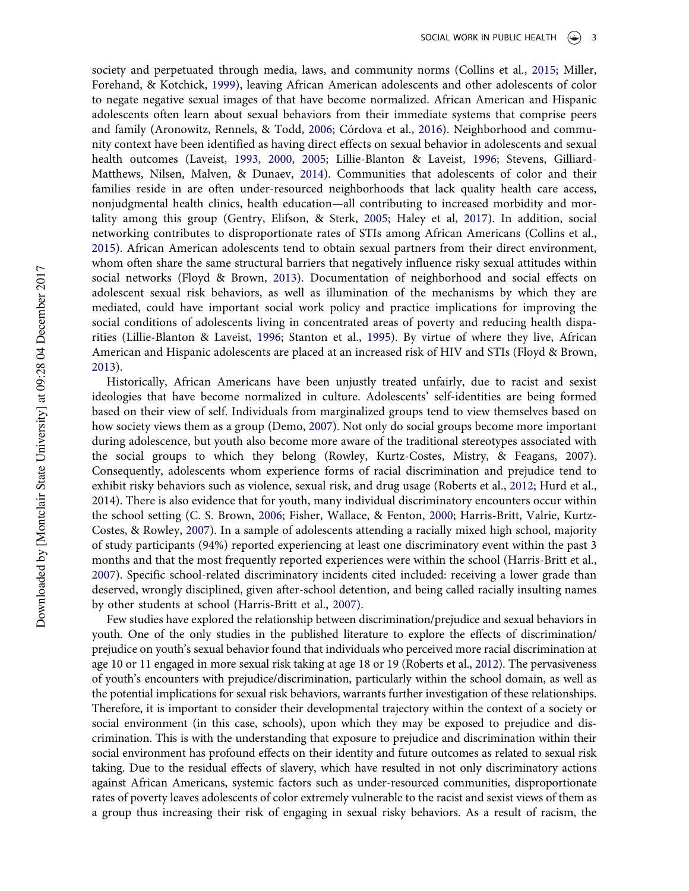society and perpetuated through media, laws, and community norms (Collins et al., 2015; Miller, Forehand, & Kotchick, 1999), leaving African American adolescents and other adolescents of color to negate negative sexual images of that have become normalized. African American and Hispanic adolescents often learn about sexual behaviors from their immediate systems that comprise peers and family (Aronowitz, Rennels, & Todd, 2006; Córdova et al., 2016). Neighborhood and community context have been identified as having direct effects on sexual behavior in adolescents and sexual health outcomes (Laveist, 1993, 2000, 2005; Lillie-Blanton & Laveist, 1996; Stevens, Gilliard-Matthews, Nilsen, Malven, & Dunaev, 2014). Communities that adolescents of color and their families reside in are often under-resourced neighborhoods that lack quality health care access, nonjudgmental health clinics, health education—all contributing to increased morbidity and mortality among this group (Gentry, Elifson, & Sterk, 2005; Haley et al, 2017). In addition, social networking contributes to disproportionate rates of STIs among African Americans (Collins et al., 2015). African American adolescents tend to obtain sexual partners from their direct environment, whom often share the same structural barriers that negatively influence risky sexual attitudes within social networks (Floyd & Brown, 2013). Documentation of neighborhood and social effects on adolescent sexual risk behaviors, as well as illumination of the mechanisms by which they are mediated, could have important social work policy and practice implications for improving the social conditions of adolescents living in concentrated areas of poverty and reducing health disparities (Lillie-Blanton & Laveist, 1996; Stanton et al., 1995). By virtue of where they live, African American and Hispanic adolescents are placed at an increased risk of HIV and STIs (Floyd & Brown, 2013).

Historically, African Americans have been unjustly treated unfairly, due to racist and sexist ideologies that have become normalized in culture. Adolescents' self-identities are being formed based on their view of self. Individuals from marginalized groups tend to view themselves based on how society views them as a group (Demo, 2007). Not only do social groups become more important during adolescence, but youth also become more aware of the traditional stereotypes associated with the social groups to which they belong (Rowley, Kurtz-Costes, Mistry, & Feagans, 2007). Consequently, adolescents whom experience forms of racial discrimination and prejudice tend to exhibit risky behaviors such as violence, sexual risk, and drug usage (Roberts et al., 2012; Hurd et al., 2014). There is also evidence that for youth, many individual discriminatory encounters occur within the school setting (C. S. Brown, 2006; Fisher, Wallace, & Fenton, 2000; Harris-Britt, Valrie, Kurtz-Costes, & Rowley, 2007). In a sample of adolescents attending a racially mixed high school, majority of study participants (94%) reported experiencing at least one discriminatory event within the past 3 months and that the most frequently reported experiences were within the school (Harris-Britt et al., 2007). Specific school-related discriminatory incidents cited included: receiving a lower grade than deserved, wrongly disciplined, given after-school detention, and being called racially insulting names by other students at school (Harris-Britt et al., 2007).

Few studies have explored the relationship between discrimination/prejudice and sexual behaviors in youth. One of the only studies in the published literature to explore the effects of discrimination/prejudice on youth's sexual behavior found that individuals who perceived more racial discrimination at age 10 or 11 engaged in more sexual risk taking at age 18 or 19 (Roberts et al., 2012). The pervasiveness of youth's encounters with prejudice/discrimination, particularly within the school domain, as well as the potential implications for sexual risk behaviors, warrants further investigation of these relationships. Therefore, it is important to consider their developmental trajectory within the context of a society or social environment (in this case, schools), upon which they may be exposed to prejudice and discrimination. This is with the understanding that exposure to prejudice and discrimination within their social environment has profound effects on their identity and future outcomes as related to sexual risk taking. Due to the residual effects of slavery, which have resulted in not only discriminatory actions against African Americans, systemic factors such as under-resourced communities, disproportionate rates of poverty leaves adolescents of color extremely vulnerable to the racist and sexist views of them as a group thus increasing their risk of engaging in sexual risky behaviors. As a result of racism, the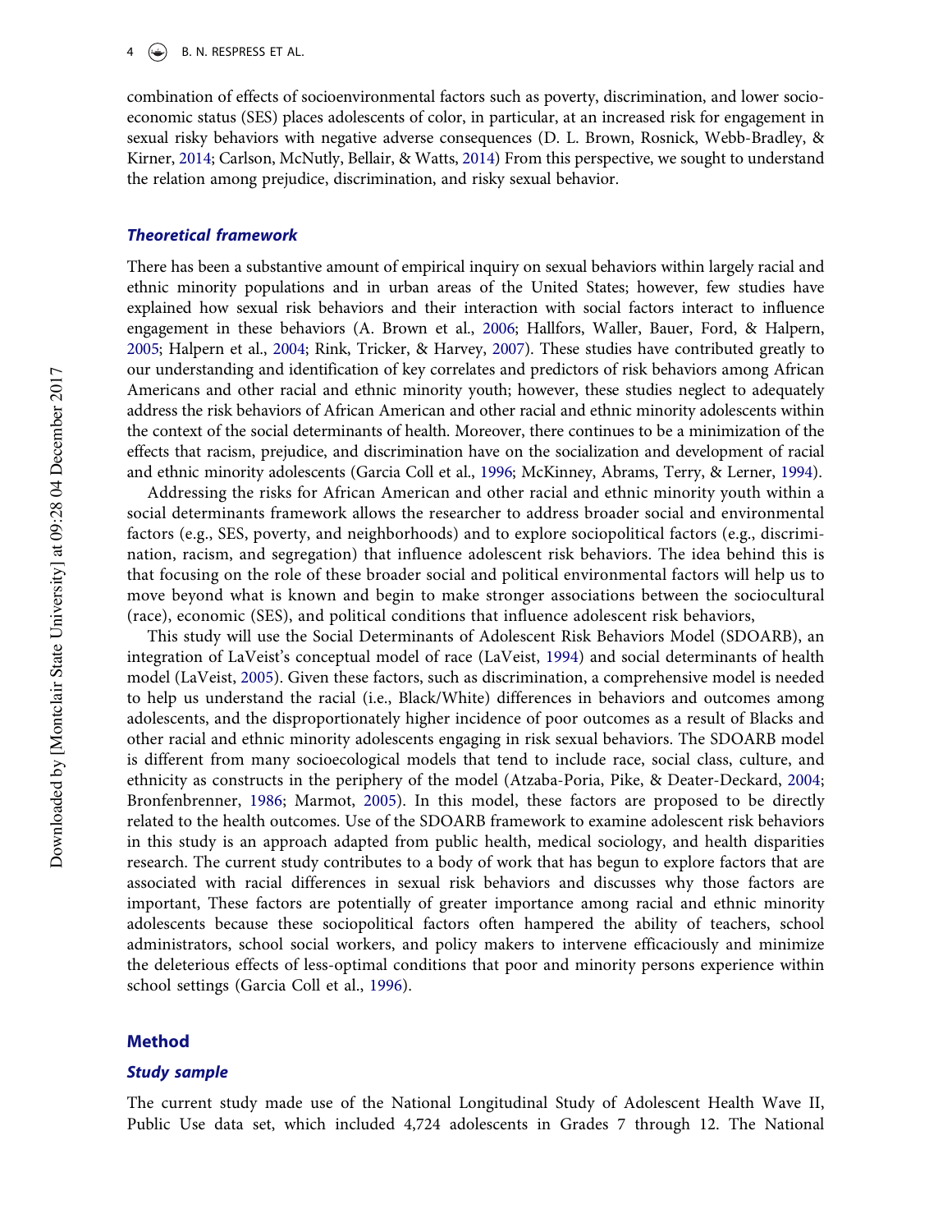combination of effects of socioenvironmental factors such as poverty, discrimination, and lower socioeconomic status (SES) places adolescents of color, in particular, at an increased risk for engagement in sexual risky behaviors with negative adverse consequences (D. L. Brown, Rosnick, Webb-Bradley, & Kirner, 2014; Carlson, McNutly, Bellair, & Watts, 2014) From this perspective, we sought to understand the relation among prejudice, discrimination, and risky sexual behavior.

### *Theoretical framework*

There has been a substantive amount of empirical inquiry on sexual behaviors within largely racial and ethnic minority populations and in urban areas of the United States; however, few studies have explained how sexual risk behaviors and their interaction with social factors interact to influence engagement in these behaviors (A. Brown et al., 2006; Hallfors, Waller, Bauer, Ford, & Halpern, 2005; Halpern et al., 2004; Rink, Tricker, & Harvey, 2007). These studies have contributed greatly to our understanding and identification of key correlates and predictors of risk behaviors among African Americans and other racial and ethnic minority youth; however, these studies neglect to adequately address the risk behaviors of African American and other racial and ethnic minority adolescents within the context of the social determinants of health. Moreover, there continues to be a minimization of the effects that racism, prejudice, and discrimination have on the socialization and development of racial and ethnic minority adolescents (Garcia Coll et al., 1996; McKinney, Abrams, Terry, & Lerner, 1994).

Addressing the risks for African American and other racial and ethnic minority youth within a social determinants framework allows the researcher to address broader social and environmental factors (e.g., SES, poverty, and neighborhoods) and to explore sociopolitical factors (e.g., discrimination, racism, and segregation) that influence adolescent risk behaviors. The idea behind this is that focusing on the role of these broader social and political environmental factors will help us to move beyond what is known and begin to make stronger associations between the sociocultural (race), economic (SES), and political conditions that influence adolescent risk behaviors,

This study will use the Social Determinants of Adolescent Risk Behaviors Model (SDOARB), an integration of LaVeist's conceptual model of race (LaVeist, 1994) and social determinants of health model (LaVeist, 2005). Given these factors, such as discrimination, a comprehensive model is needed to help us understand the racial (i.e., Black/White) differences in behaviors and outcomes among adolescents, and the disproportionately higher incidence of poor outcomes as a result of Blacks and other racial and ethnic minority adolescents engaging in risk sexual behaviors. The SDOARB model is different from many socioecological models that tend to include race, social class, culture, and ethnicity as constructs in the periphery of the model (Atzaba-Poria, Pike, & Deater-Deckard, 2004; Bronfenbrenner, 1986; Marmot, 2005). In this model, these factors are proposed to be directly related to the health outcomes. Use of the SDOARB framework to examine adolescent risk behaviors in this study is an approach adapted from public health, medical sociology, and health disparities research. The current study contributes to a body of work that has begun to explore factors that are associated with racial differences in sexual risk behaviors and discusses why those factors are important, These factors are potentially of greater importance among racial and ethnic minority adolescents because these sociopolitical factors often hampered the ability of teachers, school administrators, school social workers, and policy makers to intervene efficaciously and minimize the deleterious effects of less-optimal conditions that poor and minority persons experience within school settings (Garcia Coll et al., 1996).

## Method

### *Study sample*

The current study made use of the National Longitudinal Study of Adolescent Health Wave II, Public Use data set, which included 4,724 adolescents in Grades 7 through 12. The National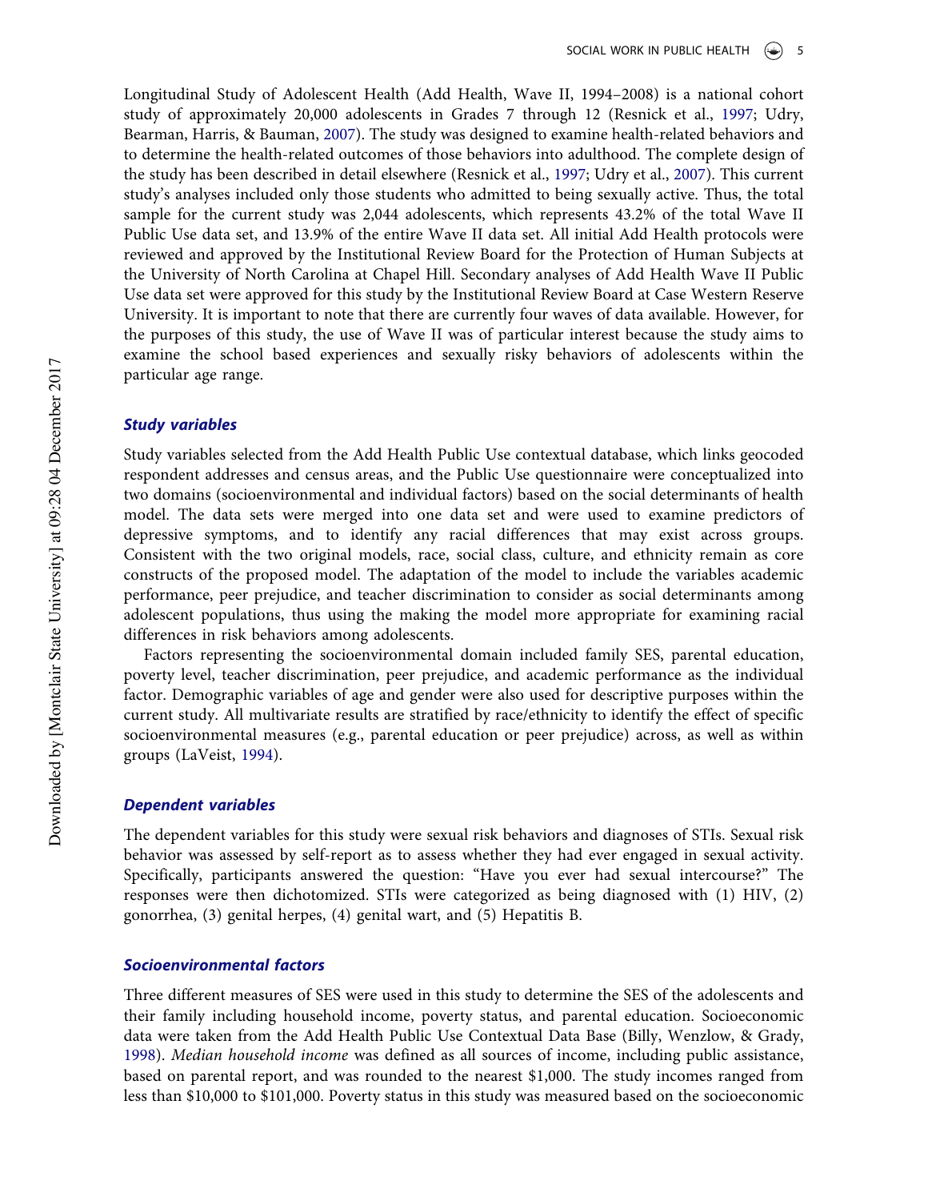Longitudinal Study of Adolescent Health (Add Health, Wave II, 1994–2008) is a national cohort study of approximately 20,000 adolescents in Grades 7 through 12 (Resnick et al., 1997; Udry, Bearman, Harris, & Bauman, 2007). The study was designed to examine health-related behaviors and to determine the health-related outcomes of those behaviors into adulthood. The complete design of the study has been described in detail elsewhere (Resnick et al., 1997; Udry et al., 2007). This current study's analyses included only those students who admitted to being sexually active. Thus, the total sample for the current study was 2,044 adolescents, which represents 43.2% of the total Wave II Public Use data set, and 13.9% of the entire Wave II data set. All initial Add Health protocols were reviewed and approved by the Institutional Review Board for the Protection of Human Subjects at the University of North Carolina at Chapel Hill. Secondary analyses of Add Health Wave II Public Use data set were approved for this study by the Institutional Review Board at Case Western Reserve University. It is important to note that there are currently four waves of data available. However, for the purposes of this study, the use of Wave II was of particular interest because the study aims to examine the school based experiences and sexually risky behaviors of adolescents within the particular age range.

### *Study variables*

Study variables selected from the Add Health Public Use contextual database, which links geocoded respondent addresses and census areas, and the Public Use questionnaire were conceptualized into two domains (socioenvironmental and individual factors) based on the social determinants of health model. The data sets were merged into one data set and were used to examine predictors of depressive symptoms, and to identify any racial differences that may exist across groups. Consistent with the two original models, race, social class, culture, and ethnicity remain as core constructs of the proposed model. The adaptation of the model to include the variables academic performance, peer prejudice, and teacher discrimination to consider as social determinants among adolescent populations, thus using the making the model more appropriate for examining racial differences in risk behaviors among adolescents.

Factors representing the socioenvironmental domain included family SES, parental education, poverty level, teacher discrimination, peer prejudice, and academic performance as the individual factor. Demographic variables of age and gender were also used for descriptive purposes within the current study. All multivariate results are stratified by race/ethnicity to identify the effect of specific socioenvironmental measures (e.g., parental education or peer prejudice) across, as well as within groups (LaVeist, 1994).

### *Dependent variables*

The dependent variables for this study were sexual risk behaviors and diagnoses of STIs. Sexual risk behavior was assessed by self-report as to assess whether they had ever engaged in sexual activity. Specifically, participants answered the question: "Have you ever had sexual intercourse?" The responses were then dichotomized. STIs were categorized as being diagnosed with (1) HIV, (2) gonorrhea, (3) genital herpes, (4) genital wart, and (5) Hepatitis B.

### *Socioenvironmental factors*

Three different measures of SES were used in this study to determine the SES of the adolescents and their family including household income, poverty status, and parental education. Socioeconomic data were taken from the Add Health Public Use Contextual Data Base (Billy, Wenzlow, & Grady, 1998). *Median household income* was defined as all sources of income, including public assistance, based on parental report, and was rounded to the nearest $1,000. The study incomes ranged from less than $10,000 to $101,000. Poverty status in this study was measured based on the socioeconomic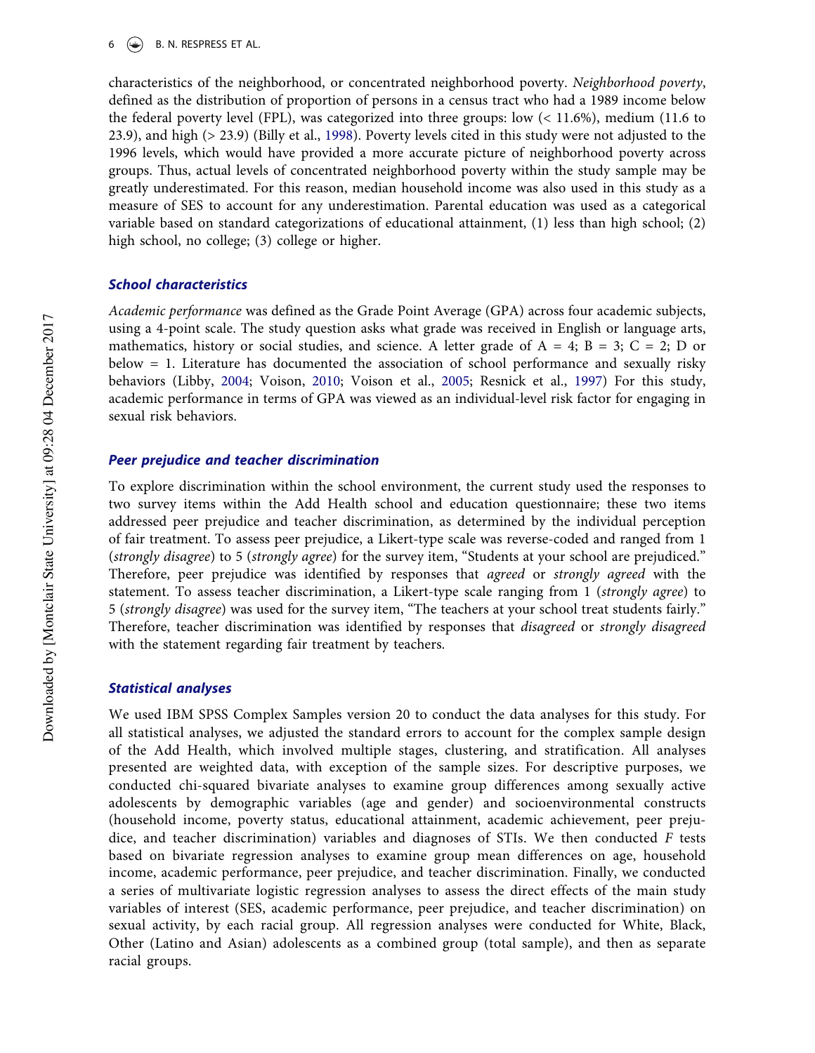characteristics of the neighborhood, or concentrated neighborhood poverty. *Neighborhood poverty*, defined as the distribution of proportion of persons in a census tract who had a 1989 income below the federal poverty level (FPL), was categorized into three groups: low (< 11.6%), medium (11.6 to 23.9), and high (> 23.9) (Billy et al., 1998). Poverty levels cited in this study were not adjusted to the 1996 levels, which would have provided a more accurate picture of neighborhood poverty across groups. Thus, actual levels of concentrated neighborhood poverty within the study sample may be greatly underestimated. For this reason, median household income was also used in this study as a measure of SES to account for any underestimation. Parental education was used as a categorical variable based on standard categorizations of educational attainment, (1) less than high school; (2) high school, no college; (3) college or higher.

### School characteristics

*Academic performance* was defined as the Grade Point Average (GPA) across four academic subjects, using a 4-point scale. The study question asks what grade was received in English or language arts, mathematics, history or social studies, and science. A letter grade of A = 4; B = 3; C = 2; D or below = 1. Literature has documented the association of school performance and sexually risky behaviors (Libby, 2004; Voison, 2010; Voison et al., 2005; Resnick et al., 1997) For this study, academic performance in terms of GPA was viewed as an individual-level risk factor for engaging in sexual risk behaviors.

### Peer prejudice and teacher discrimination

To explore discrimination within the school environment, the current study used the responses to two survey items within the Add Health school and education questionnaire; these two items addressed peer prejudice and teacher discrimination, as determined by the individual perception of fair treatment. To assess peer prejudice, a Likert-type scale was reverse-coded and ranged from 1 (*strongly disagree*) to 5 (*strongly agree*) for the survey item, "Students at your school are prejudiced." Therefore, peer prejudice was identified by responses that *agreed* or *strongly agreed* with the statement. To assess teacher discrimination, a Likert-type scale ranging from 1 (*strongly agree*) to 5 (*strongly disagree*) was used for the survey item, "The teachers at your school treat students fairly." Therefore, teacher discrimination was identified by responses that *disagreed* or *strongly disagreed* with the statement regarding fair treatment by teachers.

### Statistical analyses

We used IBM SPSS Complex Samples version 20 to conduct the data analyses for this study. For all statistical analyses, we adjusted the standard errors to account for the complex sample design of the Add Health, which involved multiple stages, clustering, and stratification. All analyses presented are weighted data, with exception of the sample sizes. For descriptive purposes, we conducted chi-squared bivariate analyses to examine group differences among sexually active adolescents by demographic variables (age and gender) and socioenvironmental constructs (household income, poverty status, educational attainment, academic achievement, peer prejudice, and teacher discrimination) variables and diagnoses of STIs. We then conducted $F$ tests based on bivariate regression analyses to examine group mean differences on age, household income, academic performance, peer prejudice, and teacher discrimination. Finally, we conducted a series of multivariate logistic regression analyses to assess the direct effects of the main study variables of interest (SES, academic performance, peer prejudice, and teacher discrimination) on sexual activity, by each racial group. All regression analyses were conducted for White, Black, Other (Latino and Asian) adolescents as a combined group (total sample), and then as separate racial groups.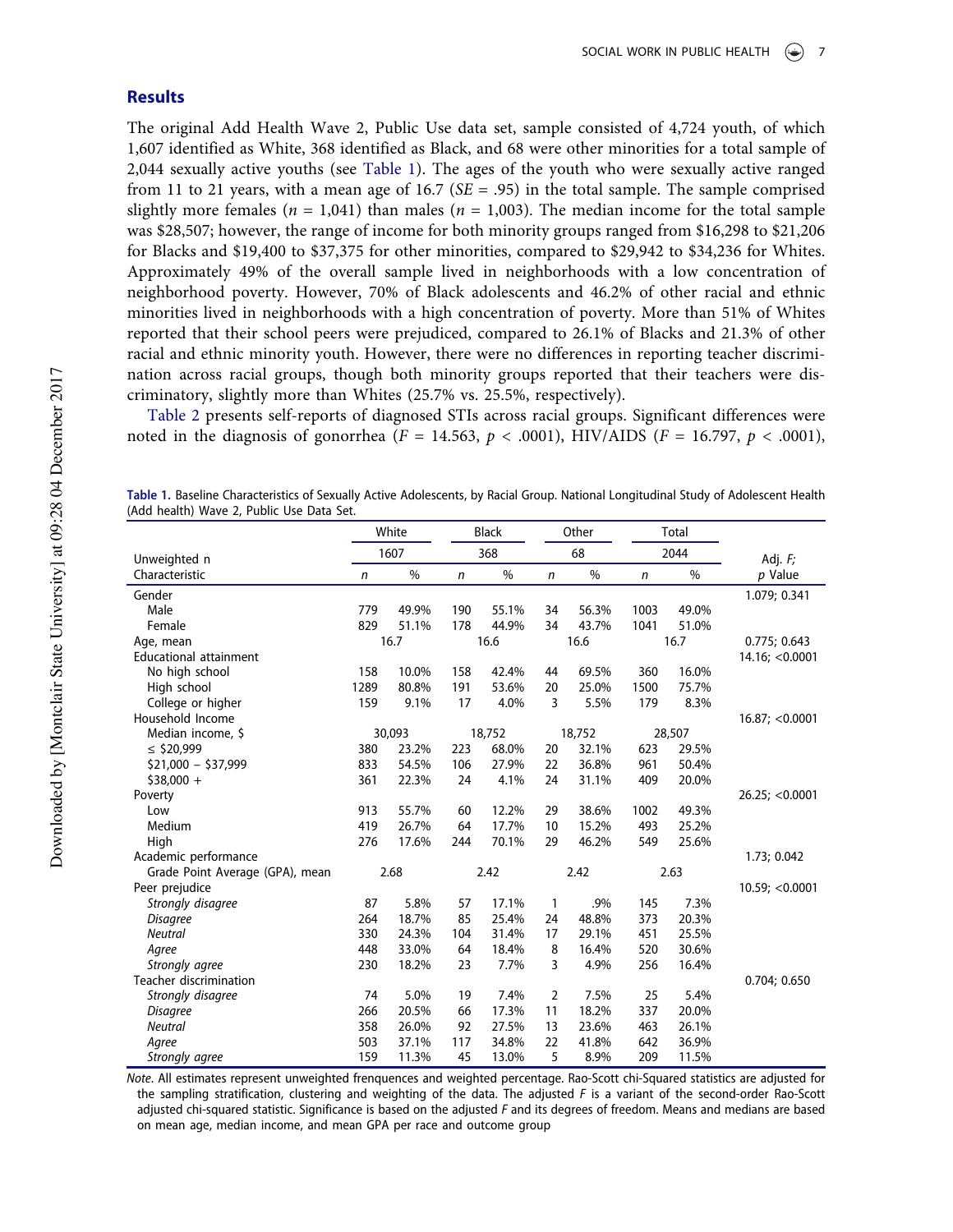## Results

The original Add Health Wave 2, Public Use data set, sample consisted of 4,724 youth, of which 1,607 identified as White, 368 identified as Black, and 68 were other minorities for a total sample of 2,044 sexually active youths (see Table 1). The ages of the youth who were sexually active ranged from 11 to 21 years, with a mean age of 16.7 ($SE$ = .95) in the total sample. The sample comprised slightly more females ($n$ = 1,041) than males ($n$ = 1,003). The median income for the total sample was $28,507; however, the range of income for both minority groups ranged from $16,298 to $21,206 for Blacks and $19,400 to $37,375 for other minorities, compared to $29,942 to $34,236 for Whites. Approximately 49% of the overall sample lived in neighborhoods with a low concentration of neighborhood poverty. However, 70% of Black adolescents and 46.2% of other racial and ethnic minorities lived in neighborhoods with a high concentration of poverty. More than 51% of Whites reported that their school peers were prejudiced, compared to 26.1% of Blacks and 21.3% of other racial and ethnic minority youth. However, there were no differences in reporting teacher discrimination across racial groups, though both minority groups reported that their teachers were discriminatory, slightly more than Whites (25.7% vs. 25.5%, respectively).

Table 2 presents self-reports of diagnosed STIs across racial groups. Significant differences were noted in the diagnosis of gonorrhea ($F$ = 14.563, $p$ < .0001), HIV/AIDS ($F$ = 16.797, $p$ < .0001),

**Table 1.** Baseline Characteristics of Sexually Active Adolescents, by Racial Group. National Longitudinal Study of Adolescent Health (Add health) Wave 2, Public Use Data Set.

| | White | | Black | | Other | | Total | | |
|---|---|---|---|---|---|---|---|---|---|
| Unweighted n | 1607 | | 368 | | 68 | | 2044 | | Adj. $F$; |
| Characteristic | $n$ | % | $n$ | % | $n$ | % | $n$ | % | $p$ Value |
| Gender | | | | | | | | | 1.079; 0.341 |
| Male | 779 | 49.9% | 190 | 55.1% | 34 | 56.3% | 1003 | 49.0% | |
| Female | 829 | 51.1% | 178 | 44.9% | 34 | 43.7% | 1041 | 51.0% | |
| Age, mean | 16.7 | | 16.6 | | 16.6 | | 16.7 | | 0.775; 0.643 |
| Educational attainment | | | | | | | | | 14.16; <0.0001 |
| No high school | 158 | 10.0% | 158 | 42.4% | 44 | 69.5% | 360 | 16.0% | |
| High school | 1289 | 80.8% | 191 | 53.6% | 20 | 25.0% | 1500 | 75.7% | |
| College or higher | 159 | 9.1% | 17 | 4.0% | 3 | 5.5% | 179 | 8.3% | |
| Household Income | | | | | | | | | 16.87; <0.0001 |
| Median income, $ | 30,093 | | 18,752 | | 18,752 | | 28,507 | | |
| ≤ $20,999 | 380 | 23.2% | 223 | 68.0% | 20 | 32.1% | 623 | 29.5% | |
| $21,000 – $37,999 | 833 | 54.5% | 106 | 27.9% | 22 | 36.8% | 961 | 50.4% | |
| $38,000 + | 361 | 22.3% | 24 | 4.1% | 24 | 31.1% | 409 | 20.0% | |
| Poverty | | | | | | | | | 26.25; <0.0001 |
| Low | 913 | 55.7% | 60 | 12.2% | 29 | 38.6% | 1002 | 49.3% | |
| Medium | 419 | 26.7% | 64 | 17.7% | 10 | 15.2% | 493 | 25.2% | |
| High | 276 | 17.6% | 244 | 70.1% | 29 | 46.2% | 549 | 25.6% | |
| Academic performance | | | | | | | | | 1.73; 0.042 |
| Grade Point Average (GPA), mean | 2.68 | | 2.42 | | 2.42 | | 2.63 | | |
| Peer prejudice | | | | | | | | | 10.59; <0.0001 |
| *Strongly disagree* | 87 | 5.8% | 57 | 17.1% | 1 | .9% | 145 | 7.3% | |
| *Disagree* | 264 | 18.7% | 85 | 25.4% | 24 | 48.8% | 373 | 20.3% | |
| *Neutral* | 330 | 24.3% | 104 | 31.4% | 17 | 29.1% | 451 | 25.5% | |
| *Agree* | 448 | 33.0% | 64 | 18.4% | 8 | 16.4% | 520 | 30.6% | |
| *Strongly agree* | 230 | 18.2% | 23 | 7.7% | 3 | 4.9% | 256 | 16.4% | |
| Teacher discrimination | | | | | | | | | 0.704; 0.650 |
| *Strongly disagree* | 74 | 5.0% | 19 | 7.4% | 2 | 7.5% | 25 | 5.4% | |
| *Disagree* | 266 | 20.5% | 66 | 17.3% | 11 | 18.2% | 337 | 20.0% | |
| *Neutral* | 358 | 26.0% | 92 | 27.5% | 13 | 23.6% | 463 | 26.1% | |
| *Agree* | 503 | 37.1% | 117 | 34.8% | 22 | 41.8% | 642 | 36.9% | |
| *Strongly agree* | 159 | 11.3% | 45 | 13.0% | 5 | 8.9% | 209 | 11.5% | |

*Note*. All estimates represent unweighted frenquences and weighted percentage. Rao-Scott chi-Squared statistics are adjusted for the sampling stratification, clustering and weighting of the data. The adjusted $F$ is a variant of the second-order Rao-Scott adjusted chi-squared statistic. Significance is based on the adjusted $F$ and its degrees of freedom. Means and medians are based on mean age, median income, and mean GPA per race and outcome group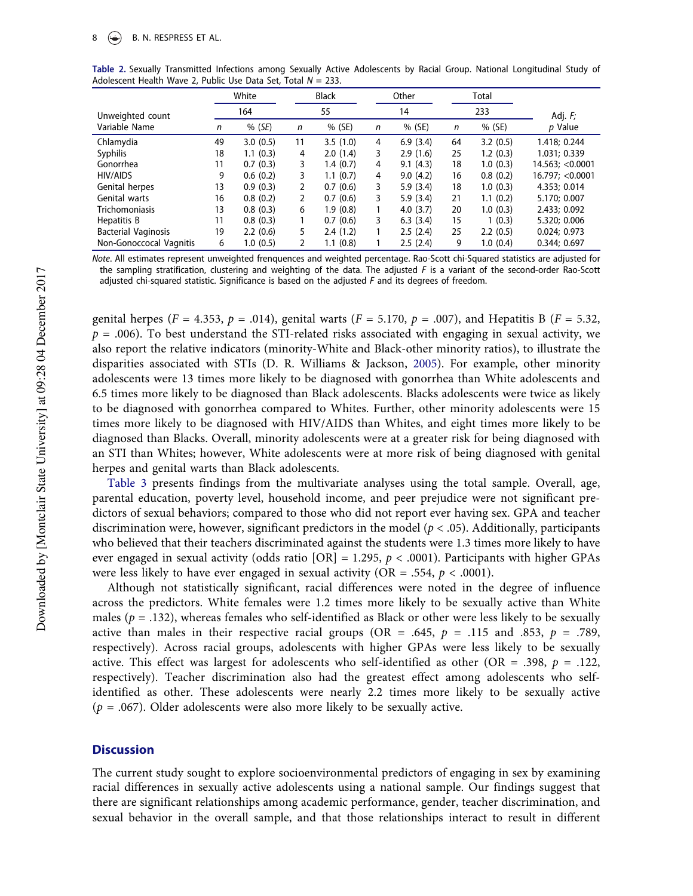**Table 2.** Sexually Transmitted Infections among Sexually Active Adolescents by Racial Group. National Longitudinal Study of Adolescent Health Wave 2, Public Use Data Set, Total $N$ = 233.

| | White | | Black | | Other | | Total | | |
|---|---|---|---|---|---|---|---|---|---|
| Unweighted count | 164 | | 55 | | 14 | | 233 | | Adj. $F$; |
| Variable Name | $n$ | % ($SE$) | $n$ | % (SE) | $n$ | % (SE) | $n$ | % (SE) | $p$ Value |
| Chlamydia | 49 | 3.0 (0.5) | 11 | 3.5 (1.0) | 4 | 6.9 (3.4) | 64 | 3.2 (0.5) | 1.418; 0.244 |
| Syphilis | 18 | 1.1 (0.3) | 4 | 2.0 (1.4) | 3 | 2.9 (1.6) | 25 | 1.2 (0.3) | 1.031; 0.339 |
| Gonorrhea | 11 | 0.7 (0.3) | 3 | 1.4 (0.7) | 4 | 9.1 (4.3) | 18 | 1.0 (0.3) | 14.563; <0.0001 |
| HIV/AIDS | 9 | 0.6 (0.2) | 3 | 1.1 (0.7) | 4 | 9.0 (4.2) | 16 | 0.8 (0.2) | 16.797; <0.0001 |
| Genital herpes | 13 | 0.9 (0.3) | 2 | 0.7 (0.6) | 3 | 5.9 (3.4) | 18 | 1.0 (0.3) | 4.353; 0.014 |
| Genital warts | 16 | 0.8 (0.2) | 2 | 0.7 (0.6) | 3 | 5.9 (3.4) | 21 | 1.1 (0.2) | 5.170; 0.007 |
| Trichomoniasis | 13 | 0.8 (0.3) | 6 | 1.9 (0.8) | 1 | 4.0 (3.7) | 20 | 1.0 (0.3) | 2.433; 0.092 |
| Hepatitis B | 11 | 0.8 (0.3) | 1 | 0.7 (0.6) | 3 | 6.3 (3.4) | 15 | 1 (0.3) | 5.320; 0.006 |
| Bacterial Vaginosis | 19 | 2.2 (0.6) | 5 | 2.4 (1.2) | 1 | 2.5 (2.4) | 25 | 2.2 (0.5) | 0.024; 0.973 |
| Non-Gonoccocal Vagnitis | 6 | 1.0 (0.5) | 2 | 1.1 (0.8) | 1 | 2.5 (2.4) | 9 | 1.0 (0.4) | 0.344; 0.697 |

*Note*. All estimates represent unweighted frenquences and weighted percentage. Rao-Scott chi-Squared statistics are adjusted for the sampling stratification, clustering and weighting of the data. The adjusted $F$ is a variant of the second-order Rao-Scott adjusted chi-squared statistic. Significance is based on the adjusted $F$ and its degrees of freedom.

genital herpes ($F$ = 4.353, $p$ = .014), genital warts ($F$ = 5.170, $p$ = .007), and Hepatitis B ($F$ = 5.32, $p$ = .006). To best understand the STI-related risks associated with engaging in sexual activity, we also report the relative indicators (minority-White and Black-other minority ratios), to illustrate the disparities associated with STIs (D. R. Williams & Jackson, 2005). For example, other minority adolescents were 13 times more likely to be diagnosed with gonorrhea than White adolescents and 6.5 times more likely to be diagnosed than Black adolescents. Blacks adolescents were twice as likely to be diagnosed with gonorrhea compared to Whites. Further, other minority adolescents were 15 times more likely to be diagnosed with HIV/AIDS than Whites, and eight times more likely to be diagnosed than Blacks. Overall, minority adolescents were at a greater risk for being diagnosed with an STI than Whites; however, White adolescents were at more risk of being diagnosed with genital herpes and genital warts than Black adolescents.

Table 3 presents findings from the multivariate analyses using the total sample. Overall, age, parental education, poverty level, household income, and peer prejudice were not significant predictors of sexual behaviors; compared to those who did not report ever having sex. GPA and teacher discrimination were, however, significant predictors in the model ($p$ < .05). Additionally, participants who believed that their teachers discriminated against the students were 1.3 times more likely to have ever engaged in sexual activity (odds ratio [OR] = 1.295, $p$ < .0001). Participants with higher GPAs were less likely to have ever engaged in sexual activity (OR = .554, $p$ < .0001).

Although not statistically significant, racial differences were noted in the degree of influence across the predictors. White females were 1.2 times more likely to be sexually active than White males ($p$ = .132), whereas females who self-identified as Black or other were less likely to be sexually active than males in their respective racial groups (OR = .645, $p$ = .115 and .853, $p$ = .789, respectively). Across racial groups, adolescents with higher GPAs were less likely to be sexually active. This effect was largest for adolescents who self-identified as other (OR = .398, $p$ = .122, respectively). Teacher discrimination also had the greatest effect among adolescents who self-identified as other. These adolescents were nearly 2.2 times more likely to be sexually active ($p$ = .067). Older adolescents were also more likely to be sexually active.

## Discussion

The current study sought to explore socioenvironmental predictors of engaging in sex by examining racial differences in sexually active adolescents using a national sample. Our findings suggest that there are significant relationships among academic performance, gender, teacher discrimination, and sexual behavior in the overall sample, and that those relationships interact to result in different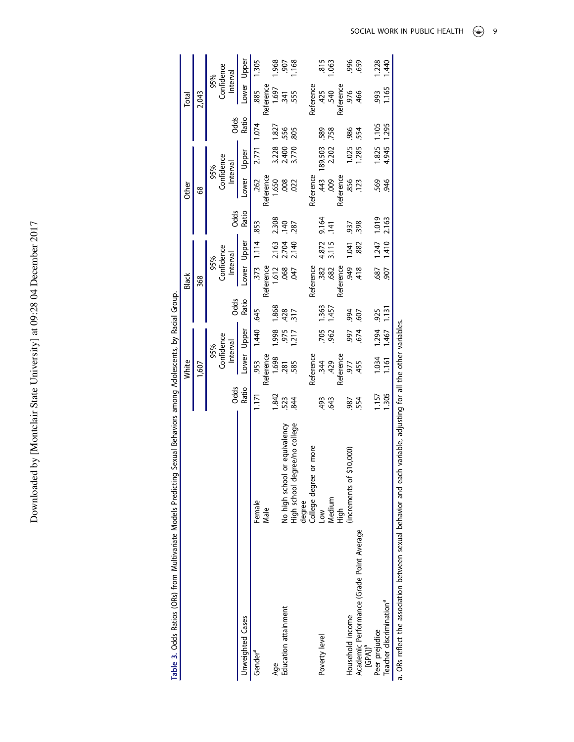**Table 3.** Odds Ratios (ORs) from Multivariate Models Predicting Sexual Behaviors among Adolescents, by Racial Group.

| | | White | | | Black | | | Other | | | Total | | |
|---|---|---|---|---|---|---|---|---|---|---|---|---|---|
| Unweighted Cases | | 1,607 | | | 368 | | | 68 | | | 2,043 | | |
| | | Odds Ratio | 95% Confidence Interval | | Odds Ratio | 95% Confidence Interval | | Odds Ratio | 95% Confidence Interval | | Odds Ratio | 95% Confidence Interval | |
| | | | Lower | Upper | | Lower | Upper | | Lower | Upper | | Lower | Upper |
| Gender[a] | Female | 1.171 | .953 | 1.440 | .645 | .373 | 1.114 | .853 | .262 | 2.771 | 1.074 | .885 | 1.305 |
| | Male | | Reference | | | Reference | | | Reference | | | Reference | |
| Age | | 1.842 | 1.698 | 1.998 | 1.868 | 1.612 | 2.163 | 2.308 | 1.650 | 3.228 | 1.827 | 1.697 | 1.968 |
| Education attainment | No high school or equivalency | .523 | .281 | .975 | .428 | .068 | 2.704 | .140 | .008 | 2.400 | .556 | .341 | .907 |
| | High school degree/no college degree | .844 | .585 | 1.217 | .317 | .047 | 2.140 | .287 | .022 | 3.770 | .805 | .555 | 1.168 |
| | College degree or more | | Reference | | | Reference | | | Reference | | | Reference | |
| Poverty level | Low | .493 | .344 | .705 | 1.363 | .382 | 4.872 | 9.164 | .443 | 189.503 | .589 | .425 | .815 |
| | Medium | .643 | .429 | .962 | 1.457 | .682 | 3.115 | .141 | .009 | 2.202 | .758 | .540 | 1.063 |
| | High | | Reference | | | Reference | | | Reference | | | Reference | |
| Household income | (increments of $10,000) | .987 | .977 | .997 | .994 | .949 | 1.041 | .937 | .856 | 1.025 | .986 | .976 | .996 |
| Academic Performance (Grade Point Average [GPA])[a] | | .554 | .455 | .674 | .607 | .418 | .882 | .398 | .123 | 1.285 | .554 | .466 | .659 |
| Peer prejudice | | 1.157 | 1.034 | 1.294 | .925 | .687 | 1.247 | 1.019 | .569 | 1.825 | 1.105 | .993 | 1.228 |
| Teacher discrimination[a] | | 1.305 | 1.161 | 1.467 | 1.131 | .907 | 1.410 | 2.163 | .946 | 4.945 | 1.295 | 1.165 | 1.440 |

a. ORs reflect the association between sexual behavior and each variable, adjusting for all the other variables.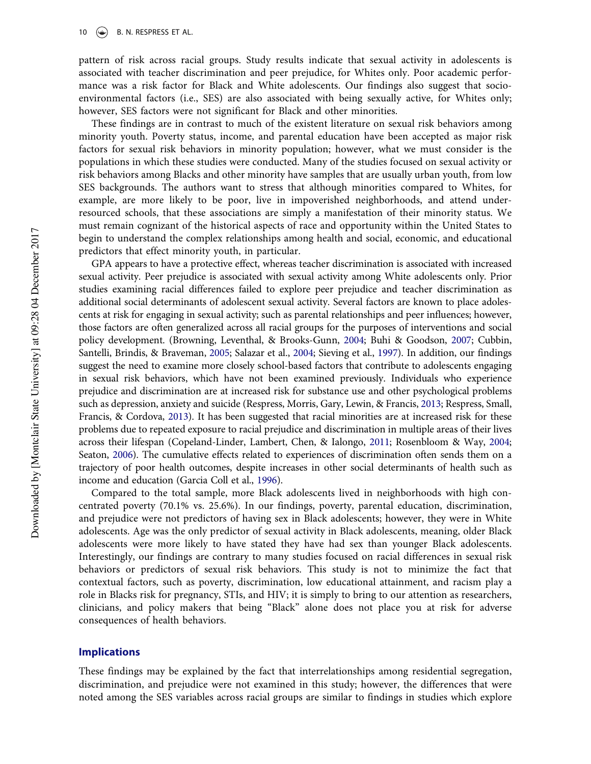pattern of risk across racial groups. Study results indicate that sexual activity in adolescents is associated with teacher discrimination and peer prejudice, for Whites only. Poor academic performance was a risk factor for Black and White adolescents. Our findings also suggest that socio-environmental factors (i.e., SES) are also associated with being sexually active, for Whites only; however, SES factors were not significant for Black and other minorities.

These findings are in contrast to much of the existent literature on sexual risk behaviors among minority youth. Poverty status, income, and parental education have been accepted as major risk factors for sexual risk behaviors in minority population; however, what we must consider is the populations in which these studies were conducted. Many of the studies focused on sexual activity or risk behaviors among Blacks and other minority have samples that are usually urban youth, from low SES backgrounds. The authors want to stress that although minorities compared to Whites, for example, are more likely to be poor, live in impoverished neighborhoods, and attend under-resourced schools, that these associations are simply a manifestation of their minority status. We must remain cognizant of the historical aspects of race and opportunity within the United States to begin to understand the complex relationships among health and social, economic, and educational predictors that effect minority youth, in particular.

GPA appears to have a protective effect, whereas teacher discrimination is associated with increased sexual activity. Peer prejudice is associated with sexual activity among White adolescents only. Prior studies examining racial differences failed to explore peer prejudice and teacher discrimination as additional social determinants of adolescent sexual activity. Several factors are known to place adolescents at risk for engaging in sexual activity; such as parental relationships and peer influences; however, those factors are often generalized across all racial groups for the purposes of interventions and social policy development. (Browning, Leventhal, & Brooks-Gunn, 2004; Buhi & Goodson, 2007; Cubbin, Santelli, Brindis, & Braveman, 2005; Salazar et al., 2004; Sieving et al., 1997). In addition, our findings suggest the need to examine more closely school-based factors that contribute to adolescents engaging in sexual risk behaviors, which have not been examined previously. Individuals who experience prejudice and discrimination are at increased risk for substance use and other psychological problems such as depression, anxiety and suicide (Respress, Morris, Gary, Lewin, & Francis, 2013; Respress, Small, Francis, & Cordova, 2013). It has been suggested that racial minorities are at increased risk for these problems due to repeated exposure to racial prejudice and discrimination in multiple areas of their lives across their lifespan (Copeland-Linder, Lambert, Chen, & Ialongo, 2011; Rosenbloom & Way, 2004; Seaton, 2006). The cumulative effects related to experiences of discrimination often sends them on a trajectory of poor health outcomes, despite increases in other social determinants of health such as income and education (Garcia Coll et al., 1996).

Compared to the total sample, more Black adolescents lived in neighborhoods with high concentrated poverty (70.1% vs. 25.6%). In our findings, poverty, parental education, discrimination, and prejudice were not predictors of having sex in Black adolescents; however, they were in White adolescents. Age was the only predictor of sexual activity in Black adolescents, meaning, older Black adolescents were more likely to have stated they have had sex than younger Black adolescents. Interestingly, our findings are contrary to many studies focused on racial differences in sexual risk behaviors or predictors of sexual risk behaviors. This study is not to minimize the fact that contextual factors, such as poverty, discrimination, low educational attainment, and racism play a role in Blacks risk for pregnancy, STIs, and HIV; it is simply to bring to our attention as researchers, clinicians, and policy makers that being "Black" alone does not place you at risk for adverse consequences of health behaviors.

## Implications

These findings may be explained by the fact that interrelationships among residential segregation, discrimination, and prejudice were not examined in this study; however, the differences that were noted among the SES variables across racial groups are similar to findings in studies which explore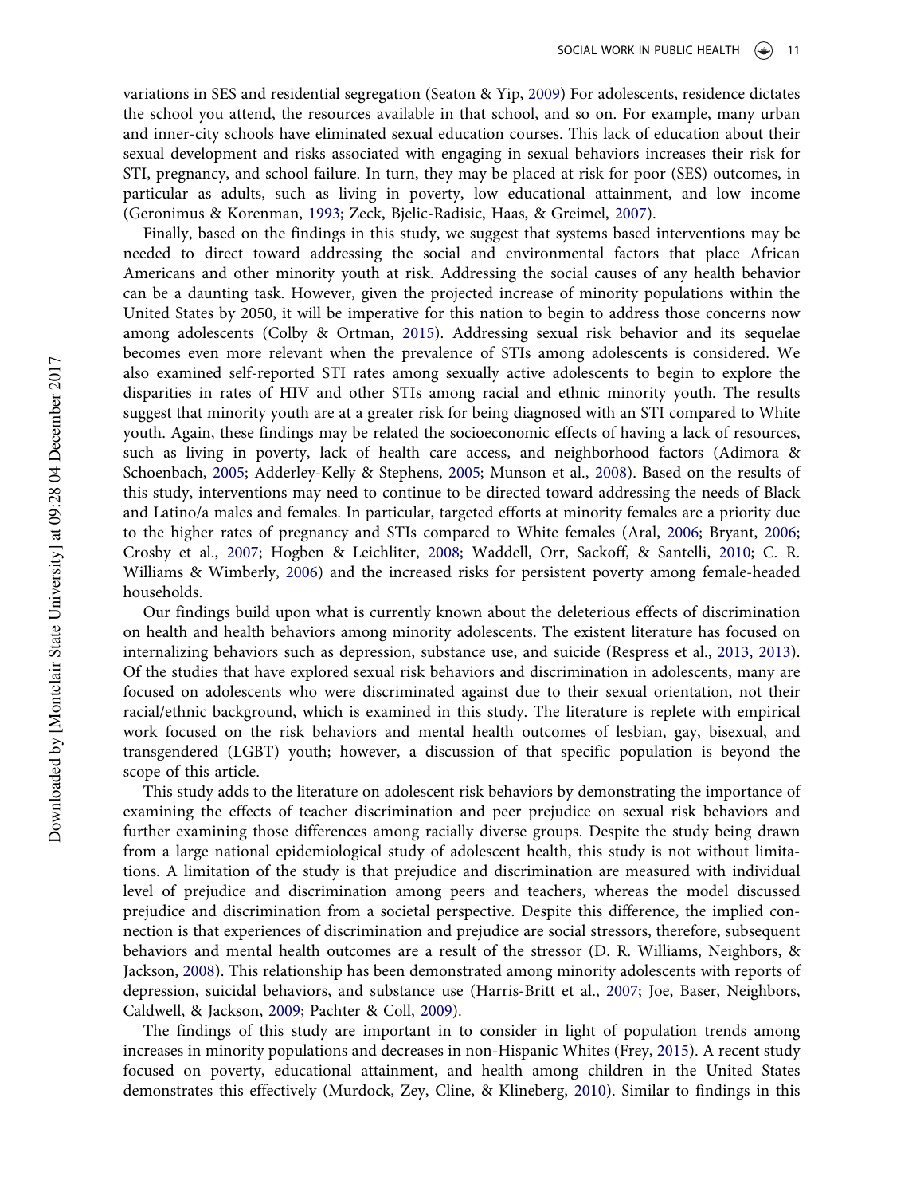variations in SES and residential segregation (Seaton & Yip, 2009) For adolescents, residence dictates the school you attend, the resources available in that school, and so on. For example, many urban and inner-city schools have eliminated sexual education courses. This lack of education about their sexual development and risks associated with engaging in sexual behaviors increases their risk for STI, pregnancy, and school failure. In turn, they may be placed at risk for poor (SES) outcomes, in particular as adults, such as living in poverty, low educational attainment, and low income (Geronimus & Korenman, 1993; Zeck, Bjelic-Radisic, Haas, & Greimel, 2007).

Finally, based on the findings in this study, we suggest that systems based interventions may be needed to direct toward addressing the social and environmental factors that place African Americans and other minority youth at risk. Addressing the social causes of any health behavior can be a daunting task. However, given the projected increase of minority populations within the United States by 2050, it will be imperative for this nation to begin to address those concerns now among adolescents (Colby & Ortman, 2015). Addressing sexual risk behavior and its sequelae becomes even more relevant when the prevalence of STIs among adolescents is considered. We also examined self-reported STI rates among sexually active adolescents to begin to explore the disparities in rates of HIV and other STIs among racial and ethnic minority youth. The results suggest that minority youth are at a greater risk for being diagnosed with an STI compared to White youth. Again, these findings may be related the socioeconomic effects of having a lack of resources, such as living in poverty, lack of health care access, and neighborhood factors (Adimora & Schoenbach, 2005; Adderley-Kelly & Stephens, 2005; Munson et al., 2008). Based on the results of this study, interventions may need to continue to be directed toward addressing the needs of Black and Latino/a males and females. In particular, targeted efforts at minority females are a priority due to the higher rates of pregnancy and STIs compared to White females (Aral, 2006; Bryant, 2006; Crosby et al., 2007; Hogben & Leichliter, 2008; Waddell, Orr, Sackoff, & Santelli, 2010; C. R. Williams & Wimberly, 2006) and the increased risks for persistent poverty among female-headed households.

Our findings build upon what is currently known about the deleterious effects of discrimination on health and health behaviors among minority adolescents. The existent literature has focused on internalizing behaviors such as depression, substance use, and suicide (Respress et al., 2013, 2013). Of the studies that have explored sexual risk behaviors and discrimination in adolescents, many are focused on adolescents who were discriminated against due to their sexual orientation, not their racial/ethnic background, which is examined in this study. The literature is replete with empirical work focused on the risk behaviors and mental health outcomes of lesbian, gay, bisexual, and transgendered (LGBT) youth; however, a discussion of that specific population is beyond the scope of this article.

This study adds to the literature on adolescent risk behaviors by demonstrating the importance of examining the effects of teacher discrimination and peer prejudice on sexual risk behaviors and further examining those differences among racially diverse groups. Despite the study being drawn from a large national epidemiological study of adolescent health, this study is not without limitations. A limitation of the study is that prejudice and discrimination are measured with individual level of prejudice and discrimination among peers and teachers, whereas the model discussed prejudice and discrimination from a societal perspective. Despite this difference, the implied connection is that experiences of discrimination and prejudice are social stressors, therefore, subsequent behaviors and mental health outcomes are a result of the stressor (D. R. Williams, Neighbors, & Jackson, 2008). This relationship has been demonstrated among minority adolescents with reports of depression, suicidal behaviors, and substance use (Harris-Britt et al., 2007; Joe, Baser, Neighbors, Caldwell, & Jackson, 2009; Pachter & Coll, 2009).

The findings of this study are important in to consider in light of population trends among increases in minority populations and decreases in non-Hispanic Whites (Frey, 2015). A recent study focused on poverty, educational attainment, and health among children in the United States demonstrates this effectively (Murdock, Zey, Cline, & Klineberg, 2010). Similar to findings in this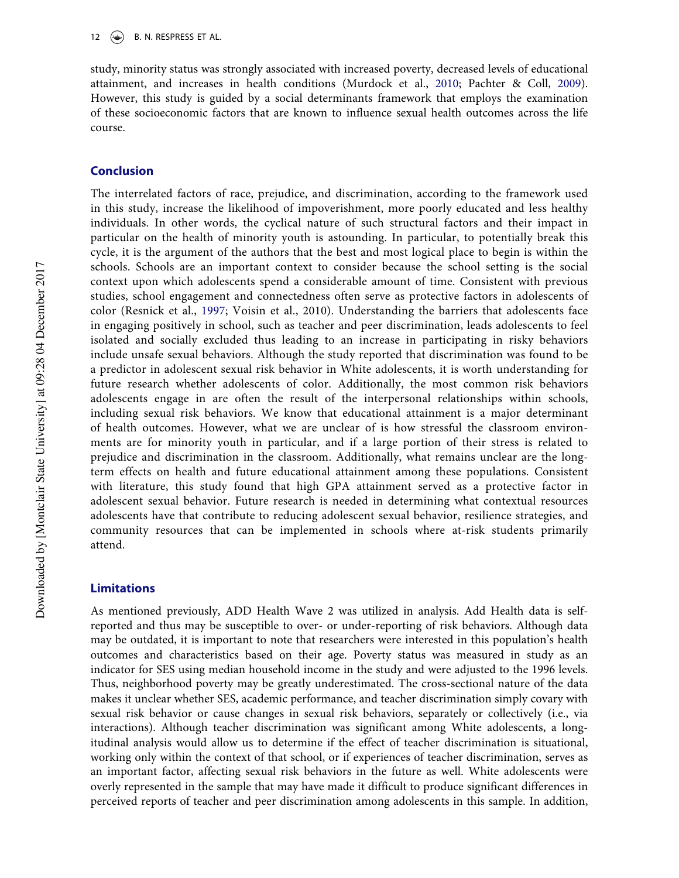study, minority status was strongly associated with increased poverty, decreased levels of educational attainment, and increases in health conditions (Murdock et al., 2010; Pachter & Coll, 2009). However, this study is guided by a social determinants framework that employs the examination of these socioeconomic factors that are known to influence sexual health outcomes across the life course.

## Conclusion

The interrelated factors of race, prejudice, and discrimination, according to the framework used in this study, increase the likelihood of impoverishment, more poorly educated and less healthy individuals. In other words, the cyclical nature of such structural factors and their impact in particular on the health of minority youth is astounding. In particular, to potentially break this cycle, it is the argument of the authors that the best and most logical place to begin is within the schools. Schools are an important context to consider because the school setting is the social context upon which adolescents spend a considerable amount of time. Consistent with previous studies, school engagement and connectedness often serve as protective factors in adolescents of color (Resnick et al., 1997; Voisin et al., 2010). Understanding the barriers that adolescents face in engaging positively in school, such as teacher and peer discrimination, leads adolescents to feel isolated and socially excluded thus leading to an increase in participating in risky behaviors include unsafe sexual behaviors. Although the study reported that discrimination was found to be a predictor in adolescent sexual risk behavior in White adolescents, it is worth understanding for future research whether adolescents of color. Additionally, the most common risk behaviors adolescents engage in are often the result of the interpersonal relationships within schools, including sexual risk behaviors. We know that educational attainment is a major determinant of health outcomes. However, what we are unclear of is how stressful the classroom environments are for minority youth in particular, and if a large portion of their stress is related to prejudice and discrimination in the classroom. Additionally, what remains unclear are the long-term effects on health and future educational attainment among these populations. Consistent with literature, this study found that high GPA attainment served as a protective factor in adolescent sexual behavior. Future research is needed in determining what contextual resources adolescents have that contribute to reducing adolescent sexual behavior, resilience strategies, and community resources that can be implemented in schools where at-risk students primarily attend.

## Limitations

As mentioned previously, ADD Health Wave 2 was utilized in analysis. Add Health data is self-reported and thus may be susceptible to over- or under-reporting of risk behaviors. Although data may be outdated, it is important to note that researchers were interested in this population's health outcomes and characteristics based on their age. Poverty status was measured in study as an indicator for SES using median household income in the study and were adjusted to the 1996 levels. Thus, neighborhood poverty may be greatly underestimated. The cross-sectional nature of the data makes it unclear whether SES, academic performance, and teacher discrimination simply covary with sexual risk behavior or cause changes in sexual risk behaviors, separately or collectively (i.e., via interactions). Although teacher discrimination was significant among White adolescents, a longitudinal analysis would allow us to determine if the effect of teacher discrimination is situational, working only within the context of that school, or if experiences of teacher discrimination, serves as an important factor, affecting sexual risk behaviors in the future as well. White adolescents were overly represented in the sample that may have made it difficult to produce significant differences in perceived reports of teacher and peer discrimination among adolescents in this sample. In addition,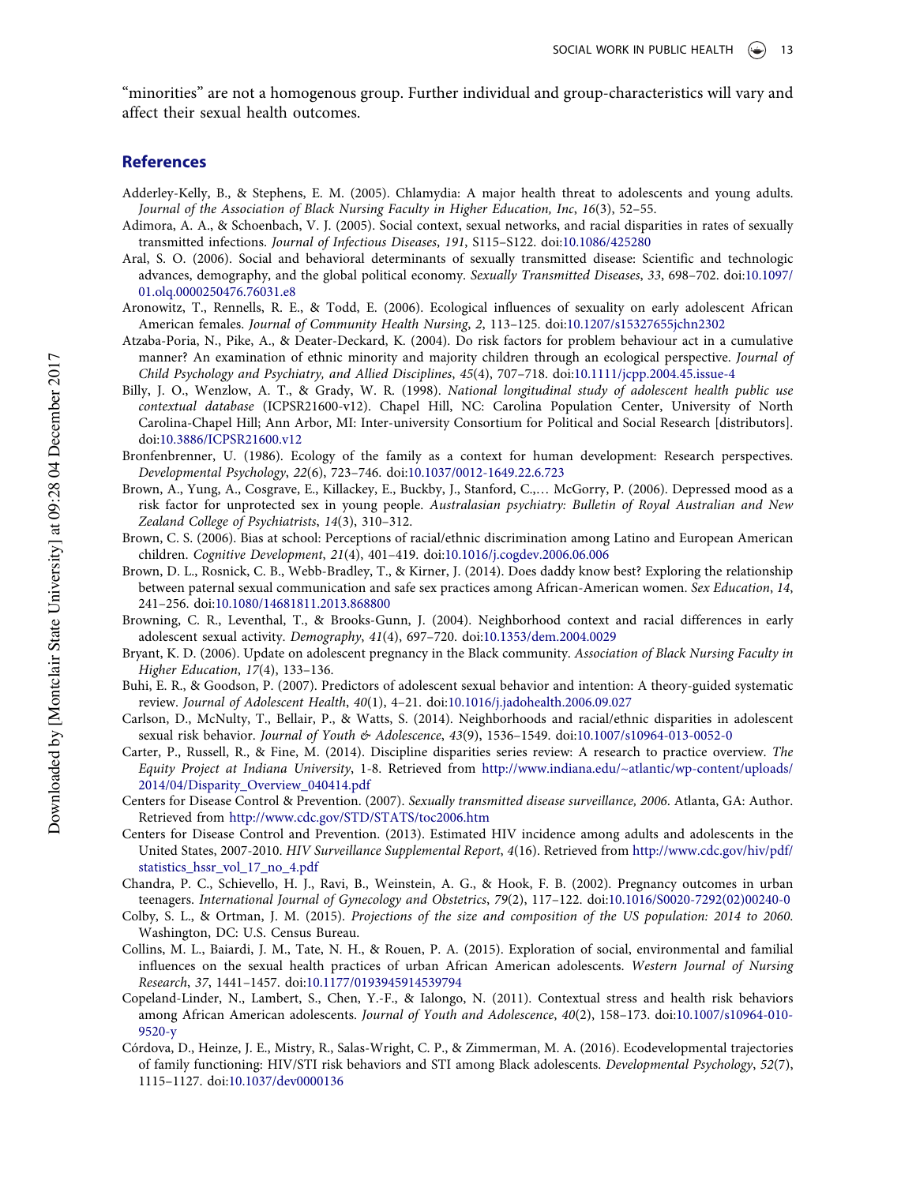"minorities" are not a homogenous group. Further individual and group-characteristics will vary and affect their sexual health outcomes.

## References

Adderley-Kelly, B., & Stephens, E. M. (2005). Chlamydia: A major health threat to adolescents and young adults. *Journal of the Association of Black Nursing Faculty in Higher Education, Inc*, *16*(3), 52–55.

Adimora, A. A., & Schoenbach, V. J. (2005). Social context, sexual networks, and racial disparities in rates of sexually transmitted infections. *Journal of Infectious Diseases*, *191*, S115–S122. doi:10.1086/425280

Aral, S. O. (2006). Social and behavioral determinants of sexually transmitted disease: Scientific and technologic advances, demography, and the global political economy. *Sexually Transmitted Diseases*, *33*, 698–702. doi:10.1097/01.olq.0000250476.76031.e8

Aronowitz, T., Rennells, R. E., & Todd, E. (2006). Ecological influences of sexuality on early adolescent African American females. *Journal of Community Health Nursing*, *2*, 113–125. doi:10.1207/s15327655jchn2302

Atzaba-Poria, N., Pike, A., & Deater-Deckard, K. (2004). Do risk factors for problem behaviour act in a cumulative manner? An examination of ethnic minority and majority children through an ecological perspective. *Journal of Child Psychology and Psychiatry, and Allied Disciplines*, *45*(4), 707–718. doi:10.1111/jcpp.2004.45.issue-4

Billy, J. O., Wenzlow, A. T., & Grady, W. R. (1998). *National longitudinal study of adolescent health public use contextual database* (ICPSR21600-v12). Chapel Hill, NC: Carolina Population Center, University of North Carolina-Chapel Hill; Ann Arbor, MI: Inter-university Consortium for Political and Social Research [distributors]. doi:10.3886/ICPSR21600.v12

Bronfenbrenner, U. (1986). Ecology of the family as a context for human development: Research perspectives. *Developmental Psychology*, *22*(6), 723–746. doi:10.1037/0012-1649.22.6.723

Brown, A., Yung, A., Cosgrave, E., Killackey, E., Buckby, J., Stanford, C.,... McGorry, P. (2006). Depressed mood as a risk factor for unprotected sex in young people. *Australasian psychiatry: Bulletin of Royal Australian and New Zealand College of Psychiatrists*, *14*(3), 310–312.

Brown, C. S. (2006). Bias at school: Perceptions of racial/ethnic discrimination among Latino and European American children. *Cognitive Development*, *21*(4), 401–419. doi:10.1016/j.cogdev.2006.06.006

Brown, D. L., Rosnick, C. B., Webb-Bradley, T., & Kirner, J. (2014). Does daddy know best? Exploring the relationship between paternal sexual communication and safe sex practices among African-American women. *Sex Education*, *14*, 241–256. doi:10.1080/14681811.2013.868800

Browning, C. R., Leventhal, T., & Brooks-Gunn, J. (2004). Neighborhood context and racial differences in early adolescent sexual activity. *Demography*, *41*(4), 697–720. doi:10.1353/dem.2004.0029

Bryant, K. D. (2006). Update on adolescent pregnancy in the Black community. *Association of Black Nursing Faculty in Higher Education*, *17*(4), 133–136.

Buhi, E. R., & Goodson, P. (2007). Predictors of adolescent sexual behavior and intention: A theory-guided systematic review. *Journal of Adolescent Health*, *40*(1), 4–21. doi:10.1016/j.jadohealth.2006.09.027

Carlson, D., McNulty, T., Bellair, P., & Watts, S. (2014). Neighborhoods and racial/ethnic disparities in adolescent sexual risk behavior. *Journal of Youth & Adolescence*, *43*(9), 1536–1549. doi:10.1007/s10964-013-0052-0

Carter, P., Russell, R., & Fine, M. (2014). Discipline disparities series review: A research to practice overview. *The Equity Project at Indiana University*, 1-8. Retrieved from http://www.indiana.edu/~atlantic/wp-content/uploads/2014/04/Disparity_Overview_040414.pdf

Centers for Disease Control & Prevention. (2007). *Sexually transmitted disease surveillance, 2006*. Atlanta, GA: Author. Retrieved from http://www.cdc.gov/STD/STATS/toc2006.htm

Centers for Disease Control and Prevention. (2013). Estimated HIV incidence among adults and adolescents in the United States, 2007-2010. *HIV Surveillance Supplemental Report*, *4*(16). Retrieved from http://www.cdc.gov/hiv/pdf/statistics_hssr_vol_17_no_4.pdf

Chandra, P. C., Schiavello, H. J., Ravi, B., Weinstein, A. G., & Hook, F. B. (2002). Pregnancy outcomes in urban teenagers. *International Journal of Gynecology and Obstetrics*, *79*(2), 117–122. doi:10.1016/S0020-7292(02)00240-0

Colby, S. L., & Ortman, J. M. (2015). *Projections of the size and composition of the US population: 2014 to 2060*. Washington, DC: U.S. Census Bureau.

Collins, M. L., Baiardi, J. M., Tate, N. H., & Rouen, P. A. (2015). Exploration of social, environmental and familial influences on the sexual health practices of urban African American adolescents. *Western Journal of Nursing Research*, *37*, 1441–1457. doi:10.1177/0193945914539794

Copeland-Linder, N., Lambert, S., Chen, Y.-F., & Ialongo, N. (2011). Contextual stress and health risk behaviors among African American adolescents. *Journal of Youth and Adolescence*, *40*(2), 158–173. doi:10.1007/s10964-010-9520-y

Córdova, D., Heinze, J. E., Mistry, R., Salas-Wright, C. P., & Zimmerman, M. A. (2016). Ecodevelopmental trajectories of family functioning: HIV/STI risk behaviors and STI among Black adolescents. *Developmental Psychology*, *52*(7), 1115–1127. doi:10.1037/dev0000136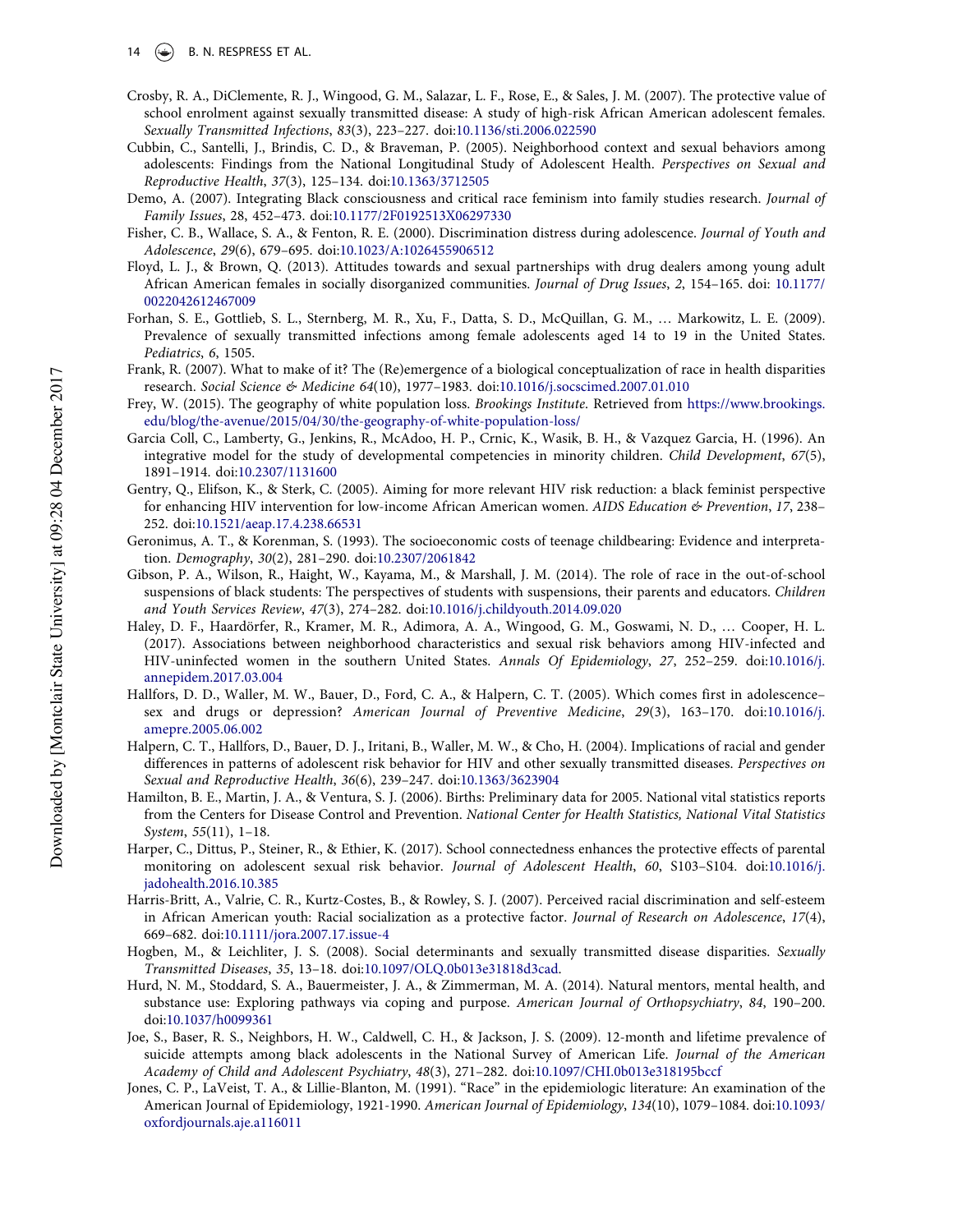Crosby, R. A., DiClemente, R. J., Wingood, G. M., Salazar, L. F., Rose, E., & Sales, J. M. (2007). The protective value of school enrolment against sexually transmitted disease: A study of high-risk African American adolescent females. *Sexually Transmitted Infections*, *83*(3), 223–227. doi:10.1136/sti.2006.022590

Cubbin, C., Santelli, J., Brindis, C. D., & Braveman, P. (2005). Neighborhood context and sexual behaviors among adolescents: Findings from the National Longitudinal Study of Adolescent Health. *Perspectives on Sexual and Reproductive Health*, *37*(3), 125–134. doi:10.1363/3712505

Demo, A. (2007). Integrating Black consciousness and critical race feminism into family studies research. *Journal of Family Issues*, 28, 452–473. doi:10.1177/2F0192513X06297330

Fisher, C. B., Wallace, S. A., & Fenton, R. E. (2000). Discrimination distress during adolescence. *Journal of Youth and Adolescence*, *29*(6), 679–695. doi:10.1023/A:1026455906512

Floyd, L. J., & Brown, Q. (2013). Attitudes towards and sexual partnerships with drug dealers among young adult African American females in socially disorganized communities. *Journal of Drug Issues*, *2*, 154–165. doi: 10.1177/0022042612467009

Forhan, S. E., Gottlieb, S. L., Sternberg, M. R., Xu, F., Datta, S. D., McQuillan, G. M., … Markowitz, L. E. (2009). Prevalence of sexually transmitted infections among female adolescents aged 14 to 19 in the United States. *Pediatrics*, *6*, 1505.

Frank, R. (2007). What to make of it? The (Re)emergence of a biological conceptualization of race in health disparities research. *Social Science & Medicine 64*(10), 1977–1983. doi:10.1016/j.socscimed.2007.01.010

Frey, W. (2015). The geography of white population loss. *Brookings Institute*. Retrieved from https://www.brookings.edu/blog/the-avenue/2015/04/30/the-geography-of-white-population-loss/

Garcia Coll, C., Lamberty, G., Jenkins, R., McAdoo, H. P., Crnic, K., Wasik, B. H., & Vazquez Garcia, H. (1996). An integrative model for the study of developmental competencies in minority children. *Child Development*, *67*(5), 1891–1914. doi:10.2307/1131600

Gentry, Q., Elifson, K., & Sterk, C. (2005). Aiming for more relevant HIV risk reduction: a black feminist perspective for enhancing HIV intervention for low-income African American women. *AIDS Education & Prevention*, *17*, 238–252. doi:10.1521/aeap.17.4.238.66531

Geronimus, A. T., & Korenman, S. (1993). The socioeconomic costs of teenage childbearing: Evidence and interpretation. *Demography*, *30*(2), 281–290. doi:10.2307/2061842

Gibson, P. A., Wilson, R., Haight, W., Kayama, M., & Marshall, J. M. (2014). The role of race in the out-of-school suspensions of black students: The perspectives of students with suspensions, their parents and educators. *Children and Youth Services Review*, *47*(3), 274–282. doi:10.1016/j.childyouth.2014.09.020

Haley, D. F., Haardörfer, R., Kramer, M. R., Adimora, A. A., Wingood, G. M., Goswami, N. D., … Cooper, H. L. (2017). Associations between neighborhood characteristics and sexual risk behaviors among HIV-infected and HIV-uninfected women in the southern United States. *Annals Of Epidemiology*, *27*, 252–259. doi:10.1016/j.annepidem.2017.03.004

Hallfors, D. D., Waller, M. W., Bauer, D., Ford, C. A., & Halpern, C. T. (2005). Which comes first in adolescence–sex and drugs or depression? *American Journal of Preventive Medicine*, *29*(3), 163–170. doi:10.1016/j.amepre.2005.06.002

Halpern, C. T., Hallfors, D., Bauer, D. J., Iritani, B., Waller, M. W., & Cho, H. (2004). Implications of racial and gender differences in patterns of adolescent risk behavior for HIV and other sexually transmitted diseases. *Perspectives on Sexual and Reproductive Health*, *36*(6), 239–247. doi:10.1363/3623904

Hamilton, B. E., Martin, J. A., & Ventura, S. J. (2006). Births: Preliminary data for 2005. National vital statistics reports from the Centers for Disease Control and Prevention. *National Center for Health Statistics, National Vital Statistics System*, *55*(11), 1–18.

Harper, C., Dittus, P., Steiner, R., & Ethier, K. (2017). School connectedness enhances the protective effects of parental monitoring on adolescent sexual risk behavior. *Journal of Adolescent Health*, *60*, S103–S104. doi:10.1016/j.jadohealth.2016.10.385

Harris-Britt, A., Valrie, C. R., Kurtz-Costes, B., & Rowley, S. J. (2007). Perceived racial discrimination and self-esteem in African American youth: Racial socialization as a protective factor. *Journal of Research on Adolescence*, *17*(4), 669–682. doi:10.1111/jora.2007.17.issue-4

Hogben, M., & Leichliter, J. S. (2008). Social determinants and sexually transmitted disease disparities. *Sexually Transmitted Diseases*, *35*, 13–18. doi:10.1097/OLQ.0b013e31818d3cad.

Hurd, N. M., Stoddard, S. A., Bauermeister, J. A., & Zimmerman, M. A. (2014). Natural mentors, mental health, and substance use: Exploring pathways via coping and purpose. *American Journal of Orthopsychiatry*, *84*, 190–200. doi:10.1037/h0099361

Joe, S., Baser, R. S., Neighbors, H. W., Caldwell, C. H., & Jackson, J. S. (2009). 12-month and lifetime prevalence of suicide attempts among black adolescents in the National Survey of American Life. *Journal of the American Academy of Child and Adolescent Psychiatry*, *48*(3), 271–282. doi:10.1097/CHI.0b013e318195bccf

Jones, C. P., LaVeist, T. A., & Lillie-Blanton, M. (1991). "Race" in the epidemiologic literature: An examination of the American Journal of Epidemiology, 1921-1990. *American Journal of Epidemiology*, *134*(10), 1079–1084. doi:10.1093/oxfordjournals.aje.a116011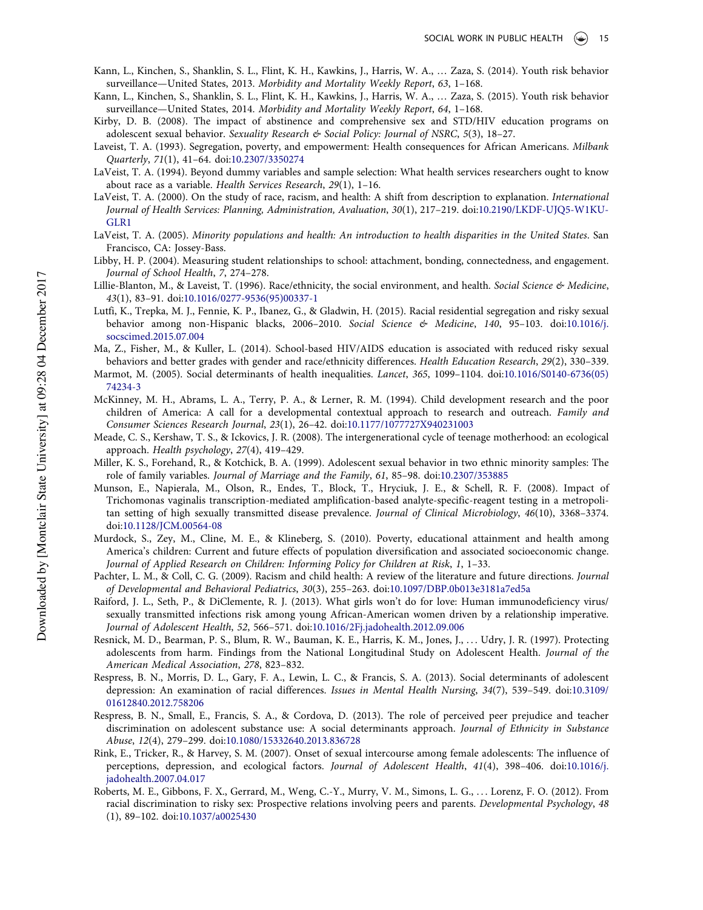Kann, L., Kinchen, S., Shanklin, S. L., Flint, K. H., Kawkins, J., Harris, W. A., … Zaza, S. (2014). Youth risk behavior surveillance—United States, 2013. *Morbidity and Mortality Weekly Report*, *63*, 1–168.

Kann, L., Kinchen, S., Shanklin, S. L., Flint, K. H., Kawkins, J., Harris, W. A., … Zaza, S. (2015). Youth risk behavior surveillance—United States, 2014. *Morbidity and Mortality Weekly Report*, *64*, 1–168.

Kirby, D. B. (2008). The impact of abstinence and comprehensive sex and STD/HIV education programs on adolescent sexual behavior. *Sexuality Research & Social Policy: Journal of NSRC*, *5*(3), 18–27.

Laveist, T. A. (1993). Segregation, poverty, and empowerment: Health consequences for African Americans. *Milbank Quarterly*, *71*(1), 41–64. doi:10.2307/3350274

LaVeist, T. A. (1994). Beyond dummy variables and sample selection: What health services researchers ought to know about race as a variable. *Health Services Research*, *29*(1), 1–16.

LaVeist, T. A. (2000). On the study of race, racism, and health: A shift from description to explanation. *International Journal of Health Services: Planning, Administration, Avaluation*, *30*(1), 217–219. doi:10.2190/LKDF-UJQ5-W1KU-GLR1

LaVeist, T. A. (2005). *Minority populations and health: An introduction to health disparities in the United States*. San Francisco, CA: Jossey-Bass.

Libby, H. P. (2004). Measuring student relationships to school: attachment, bonding, connectedness, and engagement. *Journal of School Health*, *7*, 274–278.

Lillie-Blanton, M., & Laveist, T. (1996). Race/ethnicity, the social environment, and health. *Social Science & Medicine*, *43*(1), 83–91. doi:10.1016/0277-9536(95)00337-1

Lutfi, K., Trepka, M. J., Fennie, K. P., Ibanez, G., & Gladwin, H. (2015). Racial residential segregation and risky sexual behavior among non-Hispanic blacks, 2006–2010. *Social Science & Medicine*, *140*, 95–103. doi:10.1016/j.socscimed.2015.07.004

Ma, Z., Fisher, M., & Kuller, L. (2014). School-based HIV/AIDS education is associated with reduced risky sexual behaviors and better grades with gender and race/ethnicity differences. *Health Education Research*, *29*(2), 330–339.

Marmot, M. (2005). Social determinants of health inequalities. *Lancet*, *365*, 1099–1104. doi:10.1016/S0140-6736(05)74234-3

McKinney, M. H., Abrams, L. A., Terry, P. A., & Lerner, R. M. (1994). Child development research and the poor children of America: A call for a developmental contextual approach to research and outreach. *Family and Consumer Sciences Research Journal*, *23*(1), 26–42. doi:10.1177/1077727X940231003

Meade, C. S., Kershaw, T. S., & Ickovics, J. R. (2008). The intergenerational cycle of teenage motherhood: an ecological approach. *Health psychology*, *27*(4), 419–429.

Miller, K. S., Forehand, R., & Kotchick, B. A. (1999). Adolescent sexual behavior in two ethnic minority samples: The role of family variables. *Journal of Marriage and the Family*, *61*, 85–98. doi:10.2307/353885

Munson, E., Napierala, M., Olson, R., Endes, T., Block, T., Hryciuk, J. E., & Schell, R. F. (2008). Impact of Trichomonas vaginalis transcription-mediated amplification-based analyte-specific-reagent testing in a metropolitan setting of high sexually transmitted disease prevalence. *Journal of Clinical Microbiology*, *46*(10), 3368–3374. doi:10.1128/JCM.00564-08

Murdock, S., Zey, M., Cline, M. E., & Klineberg, S. (2010). Poverty, educational attainment and health among America's children: Current and future effects of population diversification and associated socioeconomic change. *Journal of Applied Research on Children: Informing Policy for Children at Risk*, *1*, 1–33.

Pachter, L. M., & Coll, C. G. (2009). Racism and child health: A review of the literature and future directions. *Journal of Developmental and Behavioral Pediatrics*, *30*(3), 255–263. doi:10.1097/DBP.0b013e3181a7ed5a

Raiford, J. L., Seth, P., & DiClemente, R. J. (2013). What girls won't do for love: Human immunodeficiency virus/sexually transmitted infections risk among young African-American women driven by a relationship imperative. *Journal of Adolescent Health*, *52*, 566–571. doi:10.1016/2Fj.jadohealth.2012.09.006

Resnick, M. D., Bearman, P. S., Blum, R. W., Bauman, K. E., Harris, K. M., Jones, J., … Udry, J. R. (1997). Protecting adolescents from harm. Findings from the National Longitudinal Study on Adolescent Health. *Journal of the American Medical Association*, *278*, 823–832.

Respress, B. N., Morris, D. L., Gary, F. A., Lewin, L. C., & Francis, S. A. (2013). Social determinants of adolescent depression: An examination of racial differences. *Issues in Mental Health Nursing*, *34*(7), 539–549. doi:10.3109/01612840.2012.758206

Respress, B. N., Small, E., Francis, S. A., & Cordova, D. (2013). The role of perceived peer prejudice and teacher discrimination on adolescent substance use: A social determinants approach. *Journal of Ethnicity in Substance Abuse*, *12*(4), 279–299. doi:10.1080/15332640.2013.836728

Rink, E., Tricker, R., & Harvey, S. M. (2007). Onset of sexual intercourse among female adolescents: The influence of perceptions, depression, and ecological factors. *Journal of Adolescent Health*, *41*(4), 398–406. doi:10.1016/j.jadohealth.2007.04.017

Roberts, M. E., Gibbons, F. X., Gerrard, M., Weng, C.-Y., Murry, V. M., Simons, L. G., … Lorenz, F. O. (2012). From racial discrimination to risky sex: Prospective relations involving peers and parents. *Developmental Psychology*, *48*(1), 89–102. doi:10.1037/a0025430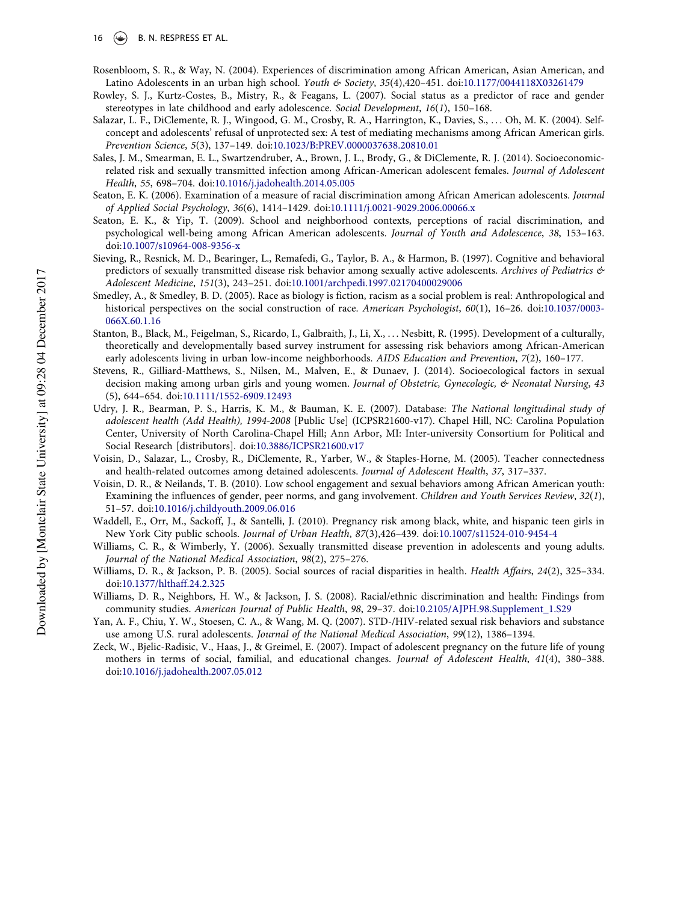Rosenbloom, S. R., & Way, N. (2004). Experiences of discrimination among African American, Asian American, and Latino Adolescents in an urban high school. *Youth & Society*, *35*(4),420–451. doi:10.1177/0044118X03261479

Rowley, S. J., Kurtz-Costes, B., Mistry, R., & Feagans, L. (2007). Social status as a predictor of race and gender stereotypes in late childhood and early adolescence. *Social Development*, *16*(*1*), 150–168.

Salazar, L. F., DiClemente, R. J., Wingood, G. M., Crosby, R. A., Harrington, K., Davies, S., ... Oh, M. K. (2004). Self-concept and adolescents' refusal of unprotected sex: A test of mediating mechanisms among African American girls. *Prevention Science*, *5*(3), 137–149. doi:10.1023/B:PREV.0000037638.20810.01

Sales, J. M., Smearman, E. L., Swartzendruber, A., Brown, J. L., Brody, G., & DiClemente, R. J. (2014). Socioeconomic-related risk and sexually transmitted infection among African-American adolescent females. *Journal of Adolescent Health*, *55*, 698–704. doi:10.1016/j.jadohealth.2014.05.005

Seaton, E. K. (2006). Examination of a measure of racial discrimination among African American adolescents. *Journal of Applied Social Psychology*, *36*(6), 1414–1429. doi:10.1111/j.0021-9029.2006.00066.x

Seaton, E. K., & Yip, T. (2009). School and neighborhood contexts, perceptions of racial discrimination, and psychological well-being among African American adolescents. *Journal of Youth and Adolescence*, *38*, 153–163. doi:10.1007/s10964-008-9356-x

Sieving, R., Resnick, M. D., Bearinger, L., Remafedi, G., Taylor, B. A., & Harmon, B. (1997). Cognitive and behavioral predictors of sexually transmitted disease risk behavior among sexually active adolescents. *Archives of Pediatrics & Adolescent Medicine*, *151*(3), 243–251. doi:10.1001/archpedi.1997.02170400029006

Smedley, A., & Smedley, B. D. (2005). Race as biology is fiction, racism as a social problem is real: Anthropological and historical perspectives on the social construction of race. *American Psychologist*, *60*(1), 16–26. doi:10.1037/0003-066X.60.1.16

Stanton, B., Black, M., Feigelman, S., Ricardo, I., Galbraith, J., Li, X., ... Nesbitt, R. (1995). Development of a culturally, theoretically and developmentally based survey instrument for assessing risk behaviors among African-American early adolescents living in urban low-income neighborhoods. *AIDS Education and Prevention*, *7*(2), 160–177.

Stevens, R., Gilliard-Matthews, S., Nilsen, M., Malven, E., & Dunaev, J. (2014). Socioecological factors in sexual decision making among urban girls and young women. *Journal of Obstetric, Gynecologic, & Neonatal Nursing*, *43* (5), 644–654. doi:10.1111/1552-6909.12493

Udry, J. R., Bearman, P. S., Harris, K. M., & Bauman, K. E. (2007). Database: *The National longitudinal study of adolescent health (Add Health), 1994-2008* [Public Use] (ICPSR21600-v17). Chapel Hill, NC: Carolina Population Center, University of North Carolina-Chapel Hill; Ann Arbor, MI: Inter-university Consortium for Political and Social Research [distributors]. doi:10.3886/ICPSR21600.v17

Voisin, D., Salazar, L., Crosby, R., DiClemente, R., Yarber, W., & Staples-Horne, M. (2005). Teacher connectedness and health-related outcomes among detained adolescents. *Journal of Adolescent Health*, *37*, 317–337.

Voisin, D. R., & Neilands, T. B. (2010). Low school engagement and sexual behaviors among African American youth: Examining the influences of gender, peer norms, and gang involvement. *Children and Youth Services Review*, *32*(*1*), 51–57. doi:10.1016/j.childyouth.2009.06.016

Waddell, E., Orr, M., Sackoff, J., & Santelli, J. (2010). Pregnancy risk among black, white, and hispanic teen girls in New York City public schools. *Journal of Urban Health*, *87*(3),426–439. doi:10.1007/s11524-010-9454-4

Williams, C. R., & Wimberly, Y. (2006). Sexually transmitted disease prevention in adolescents and young adults. *Journal of the National Medical Association*, *98*(2), 275–276.

Williams, D. R., & Jackson, P. B. (2005). Social sources of racial disparities in health. *Health Affairs*, *24*(2), 325–334. doi:10.1377/hlthaff.24.2.325

Williams, D. R., Neighbors, H. W., & Jackson, J. S. (2008). Racial/ethnic discrimination and health: Findings from community studies. *American Journal of Public Health*, *98*, 29–37. doi:10.2105/AJPH.98.Supplement_1.S29

Yan, A. F., Chiu, Y. W., Stoesen, C. A., & Wang, M. Q. (2007). STD-/HIV-related sexual risk behaviors and substance use among U.S. rural adolescents. *Journal of the National Medical Association*, *99*(12), 1386–1394.

Zeck, W., Bjelic-Radisic, V., Haas, J., & Greimel, E. (2007). Impact of adolescent pregnancy on the future life of young mothers in terms of social, familial, and educational changes. *Journal of Adolescent Health*, *41*(4), 380–388. doi:10.1016/j.jadohealth.2007.05.012